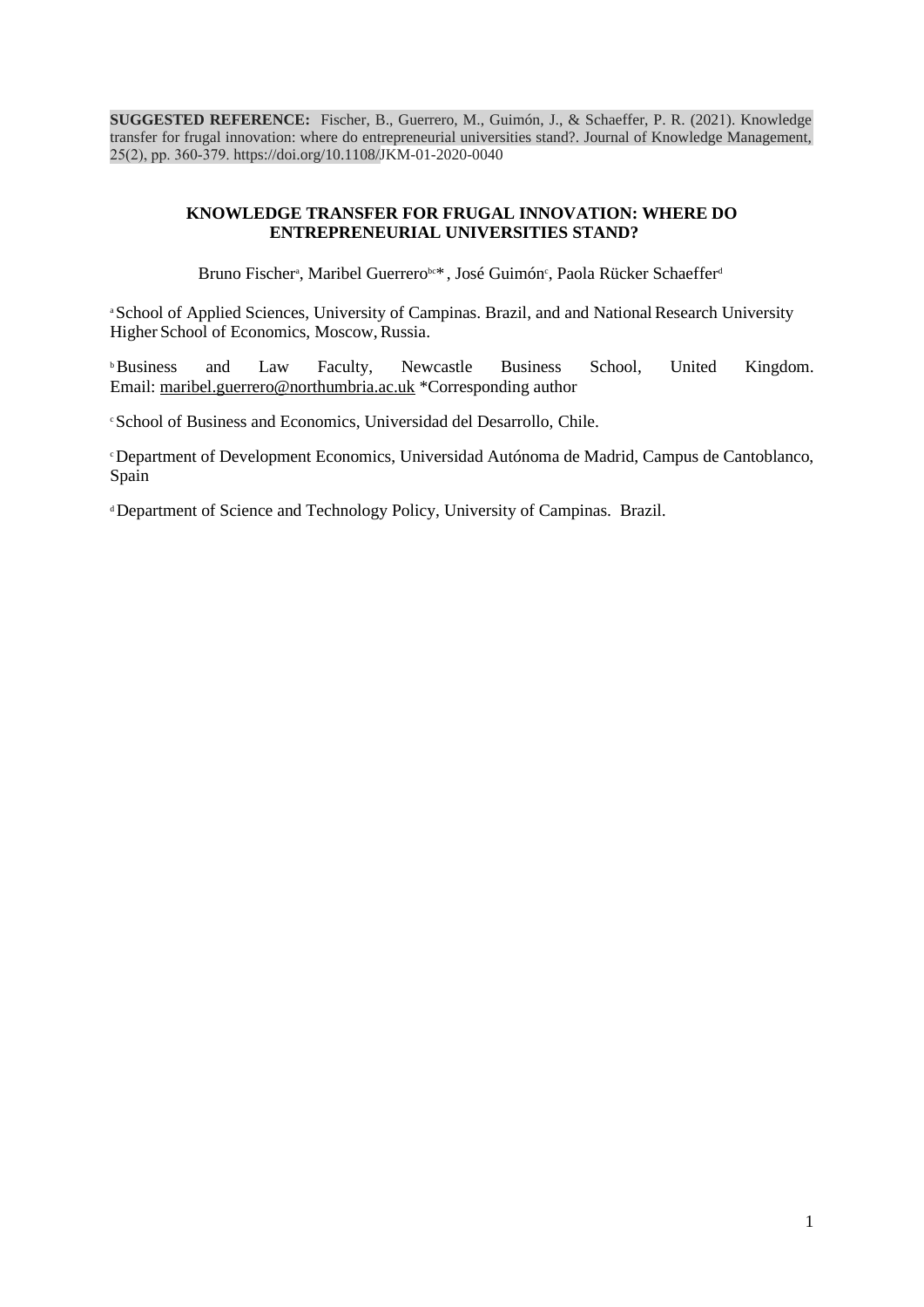**SUGGESTED REFERENCE:** Fischer, B., Guerrero, M., Guimón, J., & Schaeffer, P. R. (2021). Knowledge transfer for frugal innovation: where do entrepreneurial universities stand?. Journal of Knowledge Management, 25(2), pp. 360-379. https://doi.org/10.1108/JKM-01-2020-0040

# KNOWLEDGE TRANSFER FOR FRUGAL INNOVATION: WHERE DO ENTREPRENEURIAL UNIVERSITIES STAND?

Bruno Fischer[a], Maribel Guerrero[bc]*, José Guimón[c], Paola Rücker Schaeffer[d]

[a] School of Applied Sciences, University of Campinas. Brazil, and and National Research University Higher School of Economics, Moscow, Russia.

[b] Business and Law Faculty, Newcastle Business School, United Kingdom. Email: maribel.guerrero@northumbria.ac.uk *Corresponding author

[c] School of Business and Economics, Universidad del Desarrollo, Chile.

[c] Department of Development Economics, Universidad Autónoma de Madrid, Campus de Cantoblanco, Spain

[d] Department of Science and Technology Policy, University of Campinas. Brazil.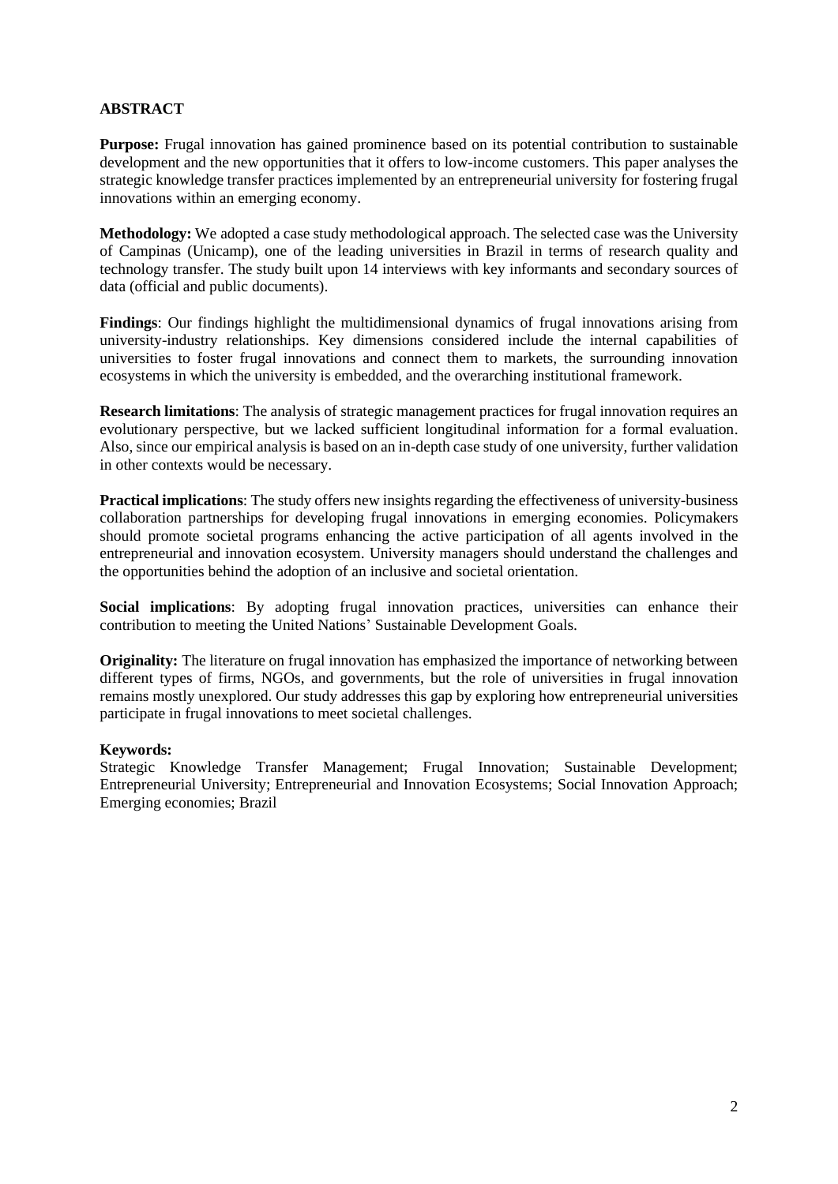## ABSTRACT

**Purpose:** Frugal innovation has gained prominence based on its potential contribution to sustainable development and the new opportunities that it offers to low-income customers. This paper analyses the strategic knowledge transfer practices implemented by an entrepreneurial university for fostering frugal innovations within an emerging economy.

**Methodology:** We adopted a case study methodological approach. The selected case was the University of Campinas (Unicamp), one of the leading universities in Brazil in terms of research quality and technology transfer. The study built upon 14 interviews with key informants and secondary sources of data (official and public documents).

**Findings**: Our findings highlight the multidimensional dynamics of frugal innovations arising from university-industry relationships. Key dimensions considered include the internal capabilities of universities to foster frugal innovations and connect them to markets, the surrounding innovation ecosystems in which the university is embedded, and the overarching institutional framework.

**Research limitations**: The analysis of strategic management practices for frugal innovation requires an evolutionary perspective, but we lacked sufficient longitudinal information for a formal evaluation. Also, since our empirical analysis is based on an in-depth case study of one university, further validation in other contexts would be necessary.

**Practical implications**: The study offers new insights regarding the effectiveness of university-business collaboration partnerships for developing frugal innovations in emerging economies. Policymakers should promote societal programs enhancing the active participation of all agents involved in the entrepreneurial and innovation ecosystem. University managers should understand the challenges and the opportunities behind the adoption of an inclusive and societal orientation.

**Social implications**: By adopting frugal innovation practices, universities can enhance their contribution to meeting the United Nations' Sustainable Development Goals.

**Originality:** The literature on frugal innovation has emphasized the importance of networking between different types of firms, NGOs, and governments, but the role of universities in frugal innovation remains mostly unexplored. Our study addresses this gap by exploring how entrepreneurial universities participate in frugal innovations to meet societal challenges.

**Keywords:**
Strategic Knowledge Transfer Management; Frugal Innovation; Sustainable Development; Entrepreneurial University; Entrepreneurial and Innovation Ecosystems; Social Innovation Approach; Emerging economies; Brazil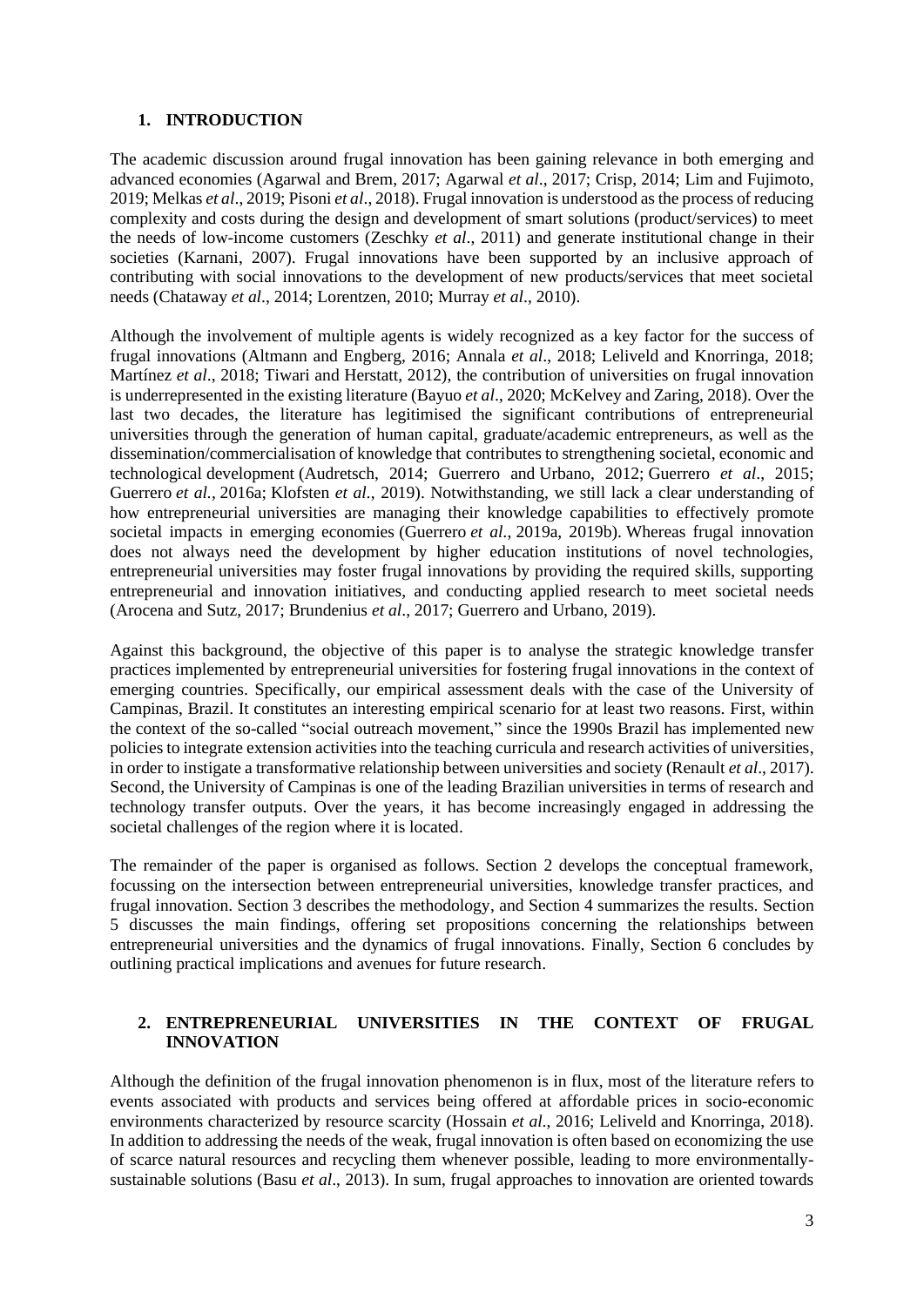## 1. INTRODUCTION

The academic discussion around frugal innovation has been gaining relevance in both emerging and advanced economies (Agarwal and Brem, 2017; Agarwal *et al*., 2017; Crisp, 2014; Lim and Fujimoto, 2019; Melkas *et al*., 2019; Pisoni *et al*., 2018). Frugal innovation is understood as the process of reducing complexity and costs during the design and development of smart solutions (product/services) to meet the needs of low-income customers (Zeschky *et al*., 2011) and generate institutional change in their societies (Karnani, 2007). Frugal innovations have been supported by an inclusive approach of contributing with social innovations to the development of new products/services that meet societal needs (Chataway *et al*., 2014; Lorentzen, 2010; Murray *et al*., 2010).

Although the involvement of multiple agents is widely recognized as a key factor for the success of frugal innovations (Altmann and Engberg, 2016; Annala *et al*., 2018; Leliveld and Knorringa, 2018; Martínez *et al*., 2018; Tiwari and Herstatt, 2012), the contribution of universities on frugal innovation is underrepresented in the existing literature (Bayuo *et al*., 2020; McKelvey and Zaring, 2018). Over the last two decades, the literature has legitimised the significant contributions of entrepreneurial universities through the generation of human capital, graduate/academic entrepreneurs, as well as the dissemination/commercialisation of knowledge that contributes to strengthening societal, economic and technological development (Audretsch, 2014; Guerrero and Urbano, 2012; Guerrero *et al*., 2015; Guerrero *et al.*, 2016a; Klofsten *et al.*, 2019). Notwithstanding, we still lack a clear understanding of how entrepreneurial universities are managing their knowledge capabilities to effectively promote societal impacts in emerging economies (Guerrero *et al.*, 2019a, 2019b). Whereas frugal innovation does not always need the development by higher education institutions of novel technologies, entrepreneurial universities may foster frugal innovations by providing the required skills, supporting entrepreneurial and innovation initiatives, and conducting applied research to meet societal needs (Arocena and Sutz, 2017; Brundenius *et al*., 2017; Guerrero and Urbano, 2019).

Against this background, the objective of this paper is to analyse the strategic knowledge transfer practices implemented by entrepreneurial universities for fostering frugal innovations in the context of emerging countries. Specifically, our empirical assessment deals with the case of the University of Campinas, Brazil. It constitutes an interesting empirical scenario for at least two reasons. First, within the context of the so-called "social outreach movement," since the 1990s Brazil has implemented new policies to integrate extension activities into the teaching curricula and research activities of universities, in order to instigate a transformative relationship between universities and society (Renault *et al*., 2017). Second, the University of Campinas is one of the leading Brazilian universities in terms of research and technology transfer outputs. Over the years, it has become increasingly engaged in addressing the societal challenges of the region where it is located.

The remainder of the paper is organised as follows. Section 2 develops the conceptual framework, focussing on the intersection between entrepreneurial universities, knowledge transfer practices, and frugal innovation. Section 3 describes the methodology, and Section 4 summarizes the results. Section 5 discusses the main findings, offering set propositions concerning the relationships between entrepreneurial universities and the dynamics of frugal innovations. Finally, Section 6 concludes by outlining practical implications and avenues for future research.

## 2. ENTREPRENEURIAL UNIVERSITIES IN THE CONTEXT OF FRUGAL INNOVATION

Although the definition of the frugal innovation phenomenon is in flux, most of the literature refers to events associated with products and services being offered at affordable prices in socio-economic environments characterized by resource scarcity (Hossain *et al*., 2016; Leliveld and Knorringa, 2018). In addition to addressing the needs of the weak, frugal innovation is often based on economizing the use of scarce natural resources and recycling them whenever possible, leading to more environmentally-sustainable solutions (Basu *et al*., 2013). In sum, frugal approaches to innovation are oriented towards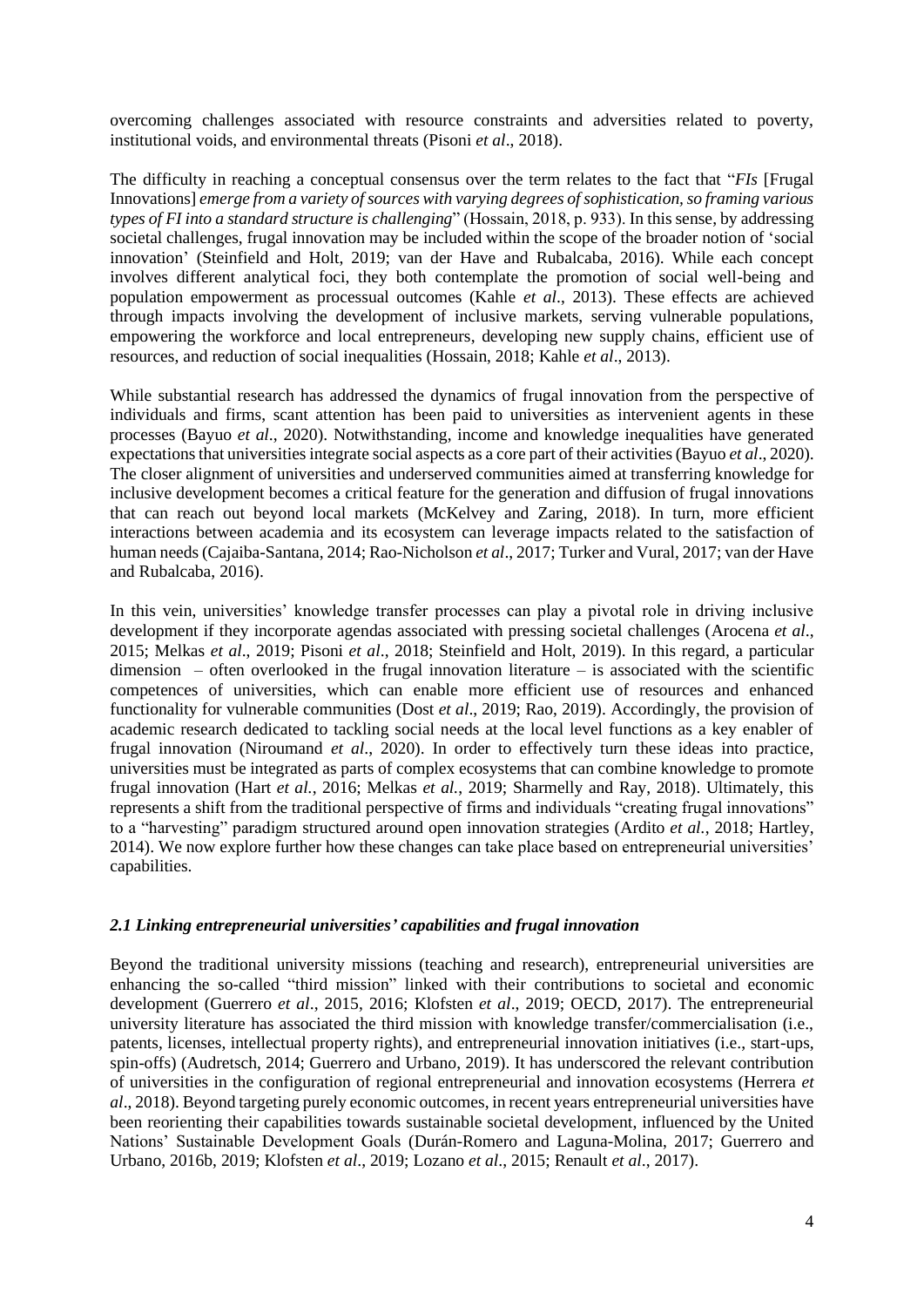overcoming challenges associated with resource constraints and adversities related to poverty, institutional voids, and environmental threats (Pisoni *et al*., 2018).

The difficulty in reaching a conceptual consensus over the term relates to the fact that "*FIs* [Frugal Innovations] *emerge from a variety of sources with varying degrees of sophistication, so framing various types of FI into a standard structure is challenging*" (Hossain, 2018, p. 933). In this sense, by addressing societal challenges, frugal innovation may be included within the scope of the broader notion of 'social innovation' (Steinfield and Holt, 2019; van der Have and Rubalcaba, 2016). While each concept involves different analytical foci, they both contemplate the promotion of social well-being and population empowerment as processual outcomes (Kahle *et al*., 2013). These effects are achieved through impacts involving the development of inclusive markets, serving vulnerable populations, empowering the workforce and local entrepreneurs, developing new supply chains, efficient use of resources, and reduction of social inequalities (Hossain, 2018; Kahle *et al*., 2013).

While substantial research has addressed the dynamics of frugal innovation from the perspective of individuals and firms, scant attention has been paid to universities as intervenient agents in these processes (Bayuo *et al*., 2020). Notwithstanding, income and knowledge inequalities have generated expectations that universities integrate social aspects as a core part of their activities (Bayuo *et al*., 2020). The closer alignment of universities and underserved communities aimed at transferring knowledge for inclusive development becomes a critical feature for the generation and diffusion of frugal innovations that can reach out beyond local markets (McKelvey and Zaring, 2018). In turn, more efficient interactions between academia and its ecosystem can leverage impacts related to the satisfaction of human needs (Cajaiba-Santana, 2014; Rao-Nicholson *et al*., 2017; Turker and Vural, 2017; van der Have and Rubalcaba, 2016).

In this vein, universities' knowledge transfer processes can play a pivotal role in driving inclusive development if they incorporate agendas associated with pressing societal challenges (Arocena *et al*., 2015; Melkas *et al*., 2019; Pisoni *et al*., 2018; Steinfield and Holt, 2019). In this regard, a particular dimension – often overlooked in the frugal innovation literature – is associated with the scientific competences of universities, which can enable more efficient use of resources and enhanced functionality for vulnerable communities (Dost *et al*., 2019; Rao, 2019). Accordingly, the provision of academic research dedicated to tackling social needs at the local level functions as a key enabler of frugal innovation (Niroumand *et al*., 2020). In order to effectively turn these ideas into practice, universities must be integrated as parts of complex ecosystems that can combine knowledge to promote frugal innovation (Hart *et al.*, 2016; Melkas *et al.*, 2019; Sharmelly and Ray, 2018). Ultimately, this represents a shift from the traditional perspective of firms and individuals "creating frugal innovations" to a "harvesting" paradigm structured around open innovation strategies (Ardito *et al.*, 2018; Hartley, 2014). We now explore further how these changes can take place based on entrepreneurial universities' capabilities.

### *2.1 Linking entrepreneurial universities' capabilities and frugal innovation*

Beyond the traditional university missions (teaching and research), entrepreneurial universities are enhancing the so-called "third mission" linked with their contributions to societal and economic development (Guerrero *et al*., 2015, 2016; Klofsten *et al*., 2019; OECD, 2017). The entrepreneurial university literature has associated the third mission with knowledge transfer/commercialisation (i.e., patents, licenses, intellectual property rights), and entrepreneurial innovation initiatives (i.e., start-ups, spin-offs) (Audretsch, 2014; Guerrero and Urbano, 2019). It has underscored the relevant contribution of universities in the configuration of regional entrepreneurial and innovation ecosystems (Herrera *et al*., 2018). Beyond targeting purely economic outcomes, in recent years entrepreneurial universities have been reorienting their capabilities towards sustainable societal development, influenced by the United Nations' Sustainable Development Goals (Durán-Romero and Laguna-Molina, 2017; Guerrero and Urbano, 2016b, 2019; Klofsten *et al*., 2019; Lozano *et al*., 2015; Renault *et al*., 2017).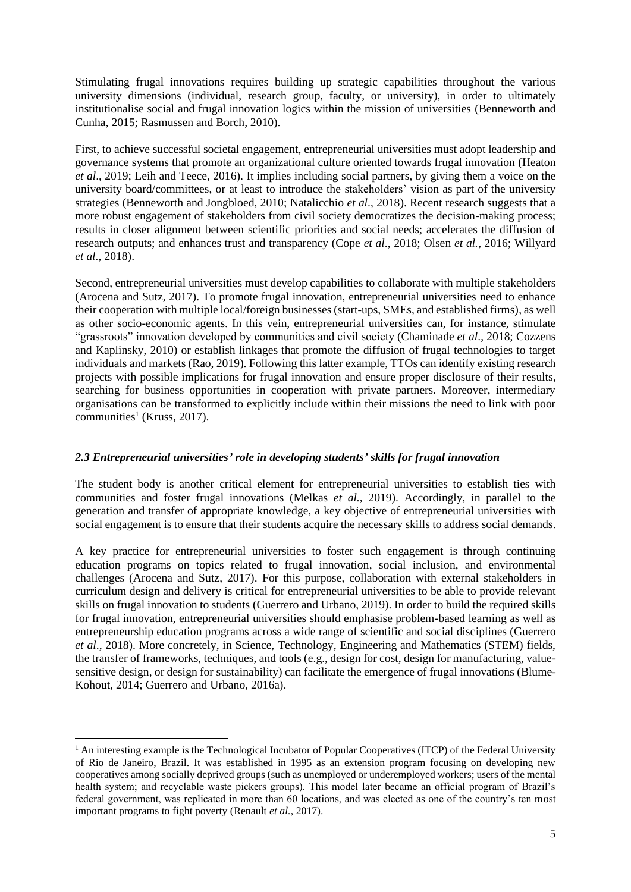Stimulating frugal innovations requires building up strategic capabilities throughout the various university dimensions (individual, research group, faculty, or university), in order to ultimately institutionalise social and frugal innovation logics within the mission of universities (Benneworth and Cunha, 2015; Rasmussen and Borch, 2010).

First, to achieve successful societal engagement, entrepreneurial universities must adopt leadership and governance systems that promote an organizational culture oriented towards frugal innovation (Heaton *et al*., 2019; Leih and Teece, 2016). It implies including social partners, by giving them a voice on the university board/committees, or at least to introduce the stakeholders' vision as part of the university strategies (Benneworth and Jongbloed, 2010; Natalicchio *et al*., 2018). Recent research suggests that a more robust engagement of stakeholders from civil society democratizes the decision-making process; results in closer alignment between scientific priorities and social needs; accelerates the diffusion of research outputs; and enhances trust and transparency (Cope *et al*., 2018; Olsen *et al.*, 2016; Willyard *et al*., 2018).

Second, entrepreneurial universities must develop capabilities to collaborate with multiple stakeholders (Arocena and Sutz, 2017). To promote frugal innovation, entrepreneurial universities need to enhance their cooperation with multiple local/foreign businesses (start-ups, SMEs, and established firms), as well as other socio-economic agents. In this vein, entrepreneurial universities can, for instance, stimulate "grassroots" innovation developed by communities and civil society (Chaminade *et al*., 2018; Cozzens and Kaplinsky, 2010) or establish linkages that promote the diffusion of frugal technologies to target individuals and markets (Rao, 2019). Following this latter example, TTOs can identify existing research projects with possible implications for frugal innovation and ensure proper disclosure of their results, searching for business opportunities in cooperation with private partners. Moreover, intermediary organisations can be transformed to explicitly include within their missions the need to link with poor communities[1] (Kruss, 2017).

### *2.3 Entrepreneurial universities' role in developing students' skills for frugal innovation*

The student body is another critical element for entrepreneurial universities to establish ties with communities and foster frugal innovations (Melkas *et al.,* 2019). Accordingly, in parallel to the generation and transfer of appropriate knowledge, a key objective of entrepreneurial universities with social engagement is to ensure that their students acquire the necessary skills to address social demands.

A key practice for entrepreneurial universities to foster such engagement is through continuing education programs on topics related to frugal innovation, social inclusion, and environmental challenges (Arocena and Sutz, 2017). For this purpose, collaboration with external stakeholders in curriculum design and delivery is critical for entrepreneurial universities to be able to provide relevant skills on frugal innovation to students (Guerrero and Urbano, 2019). In order to build the required skills for frugal innovation, entrepreneurial universities should emphasise problem-based learning as well as entrepreneurship education programs across a wide range of scientific and social disciplines (Guerrero *et al*., 2018). More concretely, in Science, Technology, Engineering and Mathematics (STEM) fields, the transfer of frameworks, techniques, and tools (e.g., design for cost, design for manufacturing, value-sensitive design, or design for sustainability) can facilitate the emergence of frugal innovations (Blume-Kohout, 2014; Guerrero and Urbano, 2016a).

---

[1] An interesting example is the Technological Incubator of Popular Cooperatives (ITCP) of the Federal University of Rio de Janeiro, Brazil. It was established in 1995 as an extension program focusing on developing new cooperatives among socially deprived groups (such as unemployed or underemployed workers; users of the mental health system; and recyclable waste pickers groups). This model later became an official program of Brazil's federal government, was replicated in more than 60 locations, and was elected as one of the country's ten most important programs to fight poverty (Renault *et al.*, 2017).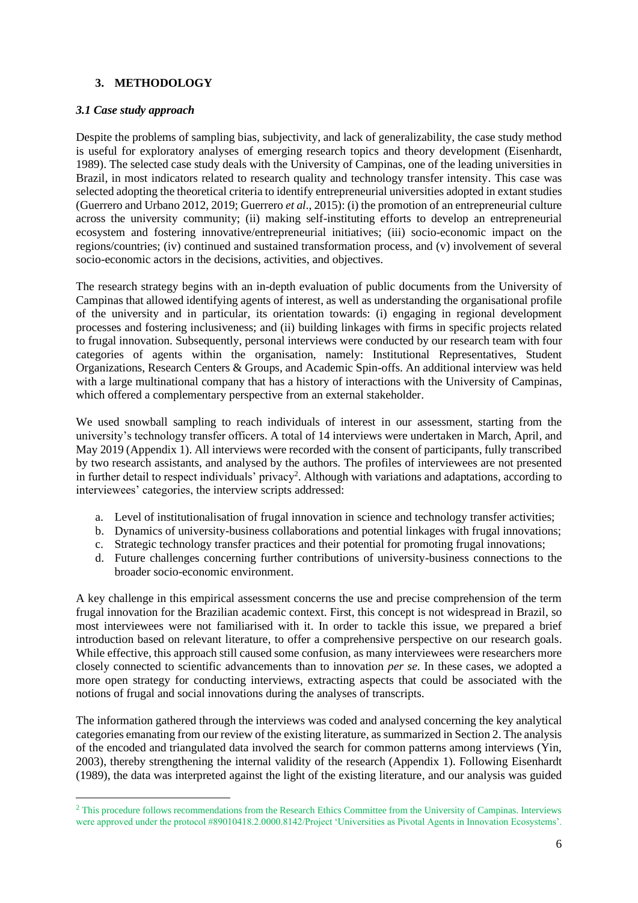## 3. METHODOLOGY

### *3.1 Case study approach*

Despite the problems of sampling bias, subjectivity, and lack of generalizability, the case study method is useful for exploratory analyses of emerging research topics and theory development (Eisenhardt, 1989). The selected case study deals with the University of Campinas, one of the leading universities in Brazil, in most indicators related to research quality and technology transfer intensity. This case was selected adopting the theoretical criteria to identify entrepreneurial universities adopted in extant studies (Guerrero and Urbano 2012, 2019; Guerrero *et al*., 2015): (i) the promotion of an entrepreneurial culture across the university community; (ii) making self-instituting efforts to develop an entrepreneurial ecosystem and fostering innovative/entrepreneurial initiatives; (iii) socio-economic impact on the regions/countries; (iv) continued and sustained transformation process, and (v) involvement of several socio-economic actors in the decisions, activities, and objectives.

The research strategy begins with an in-depth evaluation of public documents from the University of Campinas that allowed identifying agents of interest, as well as understanding the organisational profile of the university and in particular, its orientation towards: (i) engaging in regional development processes and fostering inclusiveness; and (ii) building linkages with firms in specific projects related to frugal innovation. Subsequently, personal interviews were conducted by our research team with four categories of agents within the organisation, namely: Institutional Representatives, Student Organizations, Research Centers & Groups, and Academic Spin-offs. An additional interview was held with a large multinational company that has a history of interactions with the University of Campinas, which offered a complementary perspective from an external stakeholder.

We used snowball sampling to reach individuals of interest in our assessment, starting from the university's technology transfer officers. A total of 14 interviews were undertaken in March, April, and May 2019 (Appendix 1). All interviews were recorded with the consent of participants, fully transcribed by two research assistants, and analysed by the authors. The profiles of interviewees are not presented in further detail to respect individuals' privacy[2]. Although with variations and adaptations, according to interviewees' categories, the interview scripts addressed:

a. Level of institutionalisation of frugal innovation in science and technology transfer activities;
b. Dynamics of university-business collaborations and potential linkages with frugal innovations;
c. Strategic technology transfer practices and their potential for promoting frugal innovations;
d. Future challenges concerning further contributions of university-business connections to the broader socio-economic environment.

A key challenge in this empirical assessment concerns the use and precise comprehension of the term frugal innovation for the Brazilian academic context. First, this concept is not widespread in Brazil, so most interviewees were not familiarised with it. In order to tackle this issue, we prepared a brief introduction based on relevant literature, to offer a comprehensive perspective on our research goals. While effective, this approach still caused some confusion, as many interviewees were researchers more closely connected to scientific advancements than to innovation *per se*. In these cases, we adopted a more open strategy for conducting interviews, extracting aspects that could be associated with the notions of frugal and social innovations during the analyses of transcripts.

The information gathered through the interviews was coded and analysed concerning the key analytical categories emanating from our review of the existing literature, as summarized in Section 2. The analysis of the encoded and triangulated data involved the search for common patterns among interviews (Yin, 2003), thereby strengthening the internal validity of the research (Appendix 1). Following Eisenhardt (1989), the data was interpreted against the light of the existing literature, and our analysis was guided

---

[2] This procedure follows recommendations from the Research Ethics Committee from the University of Campinas. Interviews were approved under the protocol #89010418.2.0000.8142/Project 'Universities as Pivotal Agents in Innovation Ecosystems'.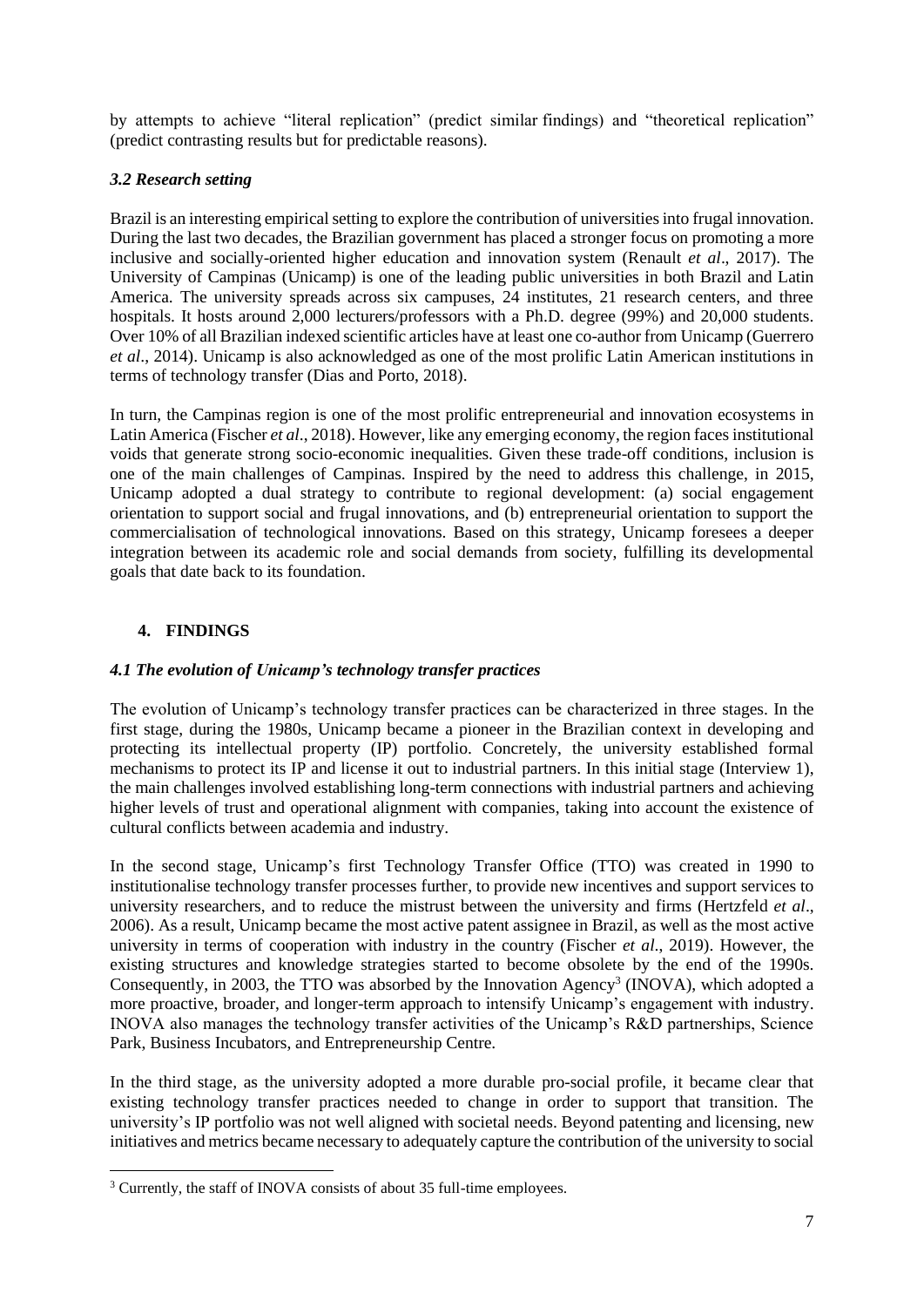by attempts to achieve "literal replication" (predict similar findings) and "theoretical replication" (predict contrasting results but for predictable reasons).

### *3.2 Research setting*

Brazil is an interesting empirical setting to explore the contribution of universities into frugal innovation. During the last two decades, the Brazilian government has placed a stronger focus on promoting a more inclusive and socially-oriented higher education and innovation system (Renault *et al*., 2017). The University of Campinas (Unicamp) is one of the leading public universities in both Brazil and Latin America. The university spreads across six campuses, 24 institutes, 21 research centers, and three hospitals. It hosts around 2,000 lecturers/professors with a Ph.D. degree (99%) and 20,000 students. Over 10% of all Brazilian indexed scientific articles have at least one co-author from Unicamp (Guerrero *et al*., 2014). Unicamp is also acknowledged as one of the most prolific Latin American institutions in terms of technology transfer (Dias and Porto, 2018).

In turn, the Campinas region is one of the most prolific entrepreneurial and innovation ecosystems in Latin America (Fischer *et al*., 2018). However, like any emerging economy, the region faces institutional voids that generate strong socio-economic inequalities. Given these trade-off conditions, inclusion is one of the main challenges of Campinas. Inspired by the need to address this challenge, in 2015, Unicamp adopted a dual strategy to contribute to regional development: (a) social engagement orientation to support social and frugal innovations, and (b) entrepreneurial orientation to support the commercialisation of technological innovations. Based on this strategy, Unicamp foresees a deeper integration between its academic role and social demands from society, fulfilling its developmental goals that date back to its foundation.

## 4. FINDINGS

### *4.1 The evolution of Unicamp's technology transfer practices*

The evolution of Unicamp's technology transfer practices can be characterized in three stages. In the first stage, during the 1980s, Unicamp became a pioneer in the Brazilian context in developing and protecting its intellectual property (IP) portfolio. Concretely, the university established formal mechanisms to protect its IP and license it out to industrial partners. In this initial stage (Interview 1), the main challenges involved establishing long-term connections with industrial partners and achieving higher levels of trust and operational alignment with companies, taking into account the existence of cultural conflicts between academia and industry.

In the second stage, Unicamp's first Technology Transfer Office (TTO) was created in 1990 to institutionalise technology transfer processes further, to provide new incentives and support services to university researchers, and to reduce the mistrust between the university and firms (Hertzfeld *et al*., 2006). As a result, Unicamp became the most active patent assignee in Brazil, as well as the most active university in terms of cooperation with industry in the country (Fischer *et al*., 2019). However, the existing structures and knowledge strategies started to become obsolete by the end of the 1990s. Consequently, in 2003, the TTO was absorbed by the Innovation Agency[3] (INOVA), which adopted a more proactive, broader, and longer-term approach to intensify Unicamp's engagement with industry. INOVA also manages the technology transfer activities of the Unicamp's R&D partnerships, Science Park, Business Incubators, and Entrepreneurship Centre.

In the third stage, as the university adopted a more durable pro-social profile, it became clear that existing technology transfer practices needed to change in order to support that transition. The university's IP portfolio was not well aligned with societal needs. Beyond patenting and licensing, new initiatives and metrics became necessary to adequately capture the contribution of the university to social

[3] Currently, the staff of INOVA consists of about 35 full-time employees.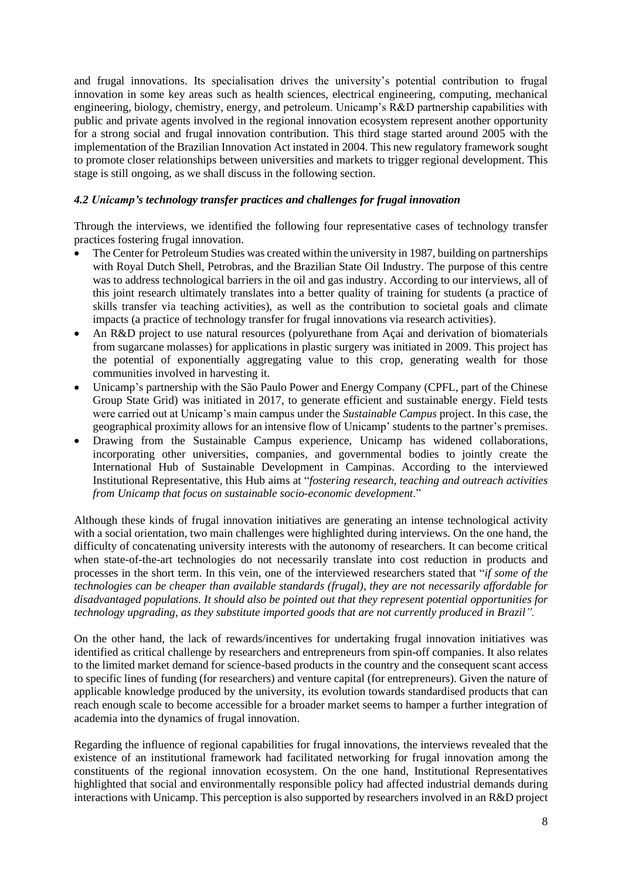and frugal innovations. Its specialisation drives the university's potential contribution to frugal innovation in some key areas such as health sciences, electrical engineering, computing, mechanical engineering, biology, chemistry, energy, and petroleum. Unicamp's R&D partnership capabilities with public and private agents involved in the regional innovation ecosystem represent another opportunity for a strong social and frugal innovation contribution. This third stage started around 2005 with the implementation of the Brazilian Innovation Act instated in 2004. This new regulatory framework sought to promote closer relationships between universities and markets to trigger regional development. This stage is still ongoing, as we shall discuss in the following section.

### *4.2 Unicamp's technology transfer practices and challenges for frugal innovation*

Through the interviews, we identified the following four representative cases of technology transfer practices fostering frugal innovation.

- The Center for Petroleum Studies was created within the university in 1987, building on partnerships with Royal Dutch Shell, Petrobras, and the Brazilian State Oil Industry. The purpose of this centre was to address technological barriers in the oil and gas industry. According to our interviews, all of this joint research ultimately translates into a better quality of training for students (a practice of skills transfer via teaching activities), as well as the contribution to societal goals and climate impacts (a practice of technology transfer for frugal innovations via research activities).
- An R&D project to use natural resources (polyurethane from Açaí and derivation of biomaterials from sugarcane molasses) for applications in plastic surgery was initiated in 2009. This project has the potential of exponentially aggregating value to this crop, generating wealth for those communities involved in harvesting it.
- Unicamp's partnership with the São Paulo Power and Energy Company (CPFL, part of the Chinese Group State Grid) was initiated in 2017, to generate efficient and sustainable energy. Field tests were carried out at Unicamp's main campus under the *Sustainable Campus* project. In this case, the geographical proximity allows for an intensive flow of Unicamp' students to the partner's premises.
- Drawing from the Sustainable Campus experience, Unicamp has widened collaborations, incorporating other universities, companies, and governmental bodies to jointly create the International Hub of Sustainable Development in Campinas. According to the interviewed Institutional Representative, this Hub aims at "*fostering research, teaching and outreach activities from Unicamp that focus on sustainable socio-economic development*."

Although these kinds of frugal innovation initiatives are generating an intense technological activity with a social orientation, two main challenges were highlighted during interviews. On the one hand, the difficulty of concatenating university interests with the autonomy of researchers. It can become critical when state-of-the-art technologies do not necessarily translate into cost reduction in products and processes in the short term. In this vein, one of the interviewed researchers stated that "*if some of the technologies can be cheaper than available standards (frugal), they are not necessarily affordable for disadvantaged populations. It should also be pointed out that they represent potential opportunities for technology upgrading, as they substitute imported goods that are not currently produced in Brazil".*

On the other hand, the lack of rewards/incentives for undertaking frugal innovation initiatives was identified as critical challenge by researchers and entrepreneurs from spin-off companies. It also relates to the limited market demand for science-based products in the country and the consequent scant access to specific lines of funding (for researchers) and venture capital (for entrepreneurs). Given the nature of applicable knowledge produced by the university, its evolution towards standardised products that can reach enough scale to become accessible for a broader market seems to hamper a further integration of academia into the dynamics of frugal innovation.

Regarding the influence of regional capabilities for frugal innovations, the interviews revealed that the existence of an institutional framework had facilitated networking for frugal innovation among the constituents of the regional innovation ecosystem. On the one hand, Institutional Representatives highlighted that social and environmentally responsible policy had affected industrial demands during interactions with Unicamp. This perception is also supported by researchers involved in an R&D project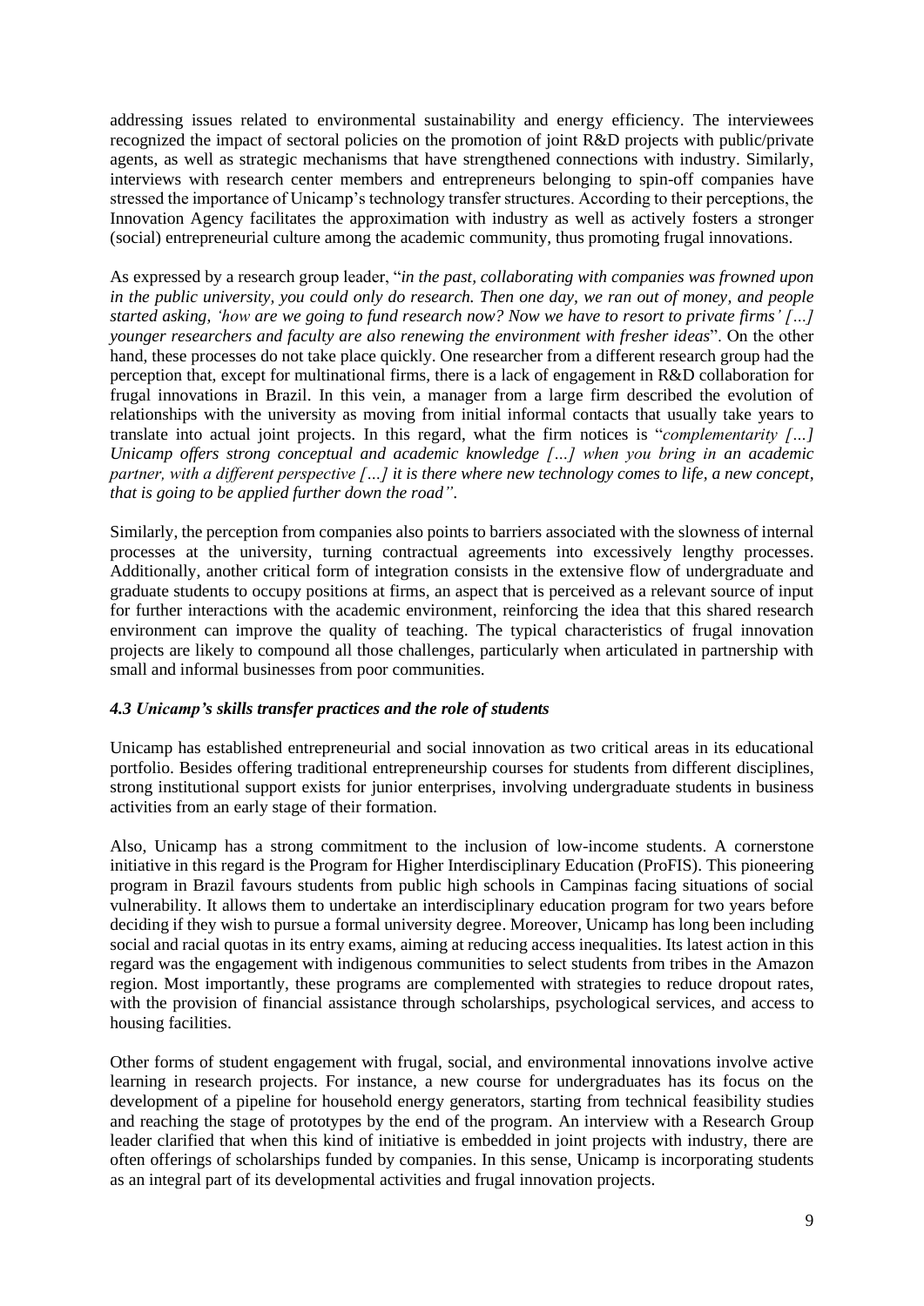addressing issues related to environmental sustainability and energy efficiency. The interviewees recognized the impact of sectoral policies on the promotion of joint R&D projects with public/private agents, as well as strategic mechanisms that have strengthened connections with industry. Similarly, interviews with research center members and entrepreneurs belonging to spin-off companies have stressed the importance of Unicamp's technology transfer structures. According to their perceptions, the Innovation Agency facilitates the approximation with industry as well as actively fosters a stronger (social) entrepreneurial culture among the academic community, thus promoting frugal innovations.

As expressed by a research group leader, "*in the past, collaborating with companies was frowned upon in the public university, you could only do research. Then one day, we ran out of money, and people started asking, 'how are we going to fund research now? Now we have to resort to private firms' […] younger researchers and faculty are also renewing the environment with fresher ideas*". On the other hand, these processes do not take place quickly. One researcher from a different research group had the perception that, except for multinational firms, there is a lack of engagement in R&D collaboration for frugal innovations in Brazil. In this vein, a manager from a large firm described the evolution of relationships with the university as moving from initial informal contacts that usually take years to translate into actual joint projects. In this regard, what the firm notices is "*complementarity […] Unicamp offers strong conceptual and academic knowledge […] when you bring in an academic partner, with a different perspective […] it is there where new technology comes to life, a new concept, that is going to be applied further down the road"*.

Similarly, the perception from companies also points to barriers associated with the slowness of internal processes at the university, turning contractual agreements into excessively lengthy processes. Additionally, another critical form of integration consists in the extensive flow of undergraduate and graduate students to occupy positions at firms, an aspect that is perceived as a relevant source of input for further interactions with the academic environment, reinforcing the idea that this shared research environment can improve the quality of teaching. The typical characteristics of frugal innovation projects are likely to compound all those challenges, particularly when articulated in partnership with small and informal businesses from poor communities.

### *4.3 Unicamp's skills transfer practices and the role of students*

Unicamp has established entrepreneurial and social innovation as two critical areas in its educational portfolio. Besides offering traditional entrepreneurship courses for students from different disciplines, strong institutional support exists for junior enterprises, involving undergraduate students in business activities from an early stage of their formation.

Also, Unicamp has a strong commitment to the inclusion of low-income students. A cornerstone initiative in this regard is the Program for Higher Interdisciplinary Education (ProFIS). This pioneering program in Brazil favours students from public high schools in Campinas facing situations of social vulnerability. It allows them to undertake an interdisciplinary education program for two years before deciding if they wish to pursue a formal university degree. Moreover, Unicamp has long been including social and racial quotas in its entry exams, aiming at reducing access inequalities. Its latest action in this regard was the engagement with indigenous communities to select students from tribes in the Amazon region. Most importantly, these programs are complemented with strategies to reduce dropout rates, with the provision of financial assistance through scholarships, psychological services, and access to housing facilities.

Other forms of student engagement with frugal, social, and environmental innovations involve active learning in research projects. For instance, a new course for undergraduates has its focus on the development of a pipeline for household energy generators, starting from technical feasibility studies and reaching the stage of prototypes by the end of the program. An interview with a Research Group leader clarified that when this kind of initiative is embedded in joint projects with industry, there are often offerings of scholarships funded by companies. In this sense, Unicamp is incorporating students as an integral part of its developmental activities and frugal innovation projects.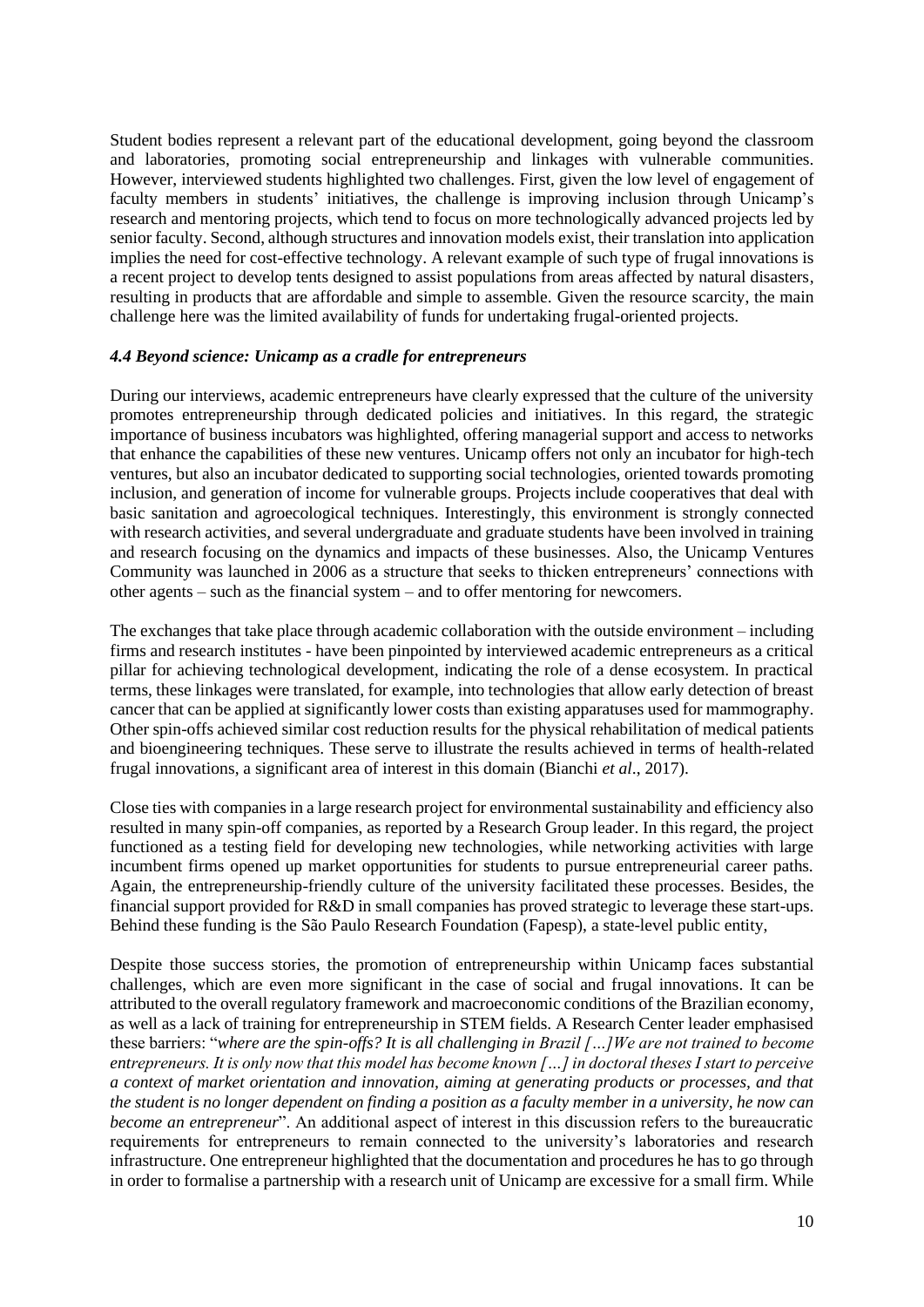Student bodies represent a relevant part of the educational development, going beyond the classroom and laboratories, promoting social entrepreneurship and linkages with vulnerable communities. However, interviewed students highlighted two challenges. First, given the low level of engagement of faculty members in students' initiatives, the challenge is improving inclusion through Unicamp's research and mentoring projects, which tend to focus on more technologically advanced projects led by senior faculty. Second, although structures and innovation models exist, their translation into application implies the need for cost-effective technology. A relevant example of such type of frugal innovations is a recent project to develop tents designed to assist populations from areas affected by natural disasters, resulting in products that are affordable and simple to assemble. Given the resource scarcity, the main challenge here was the limited availability of funds for undertaking frugal-oriented projects.

### *4.4 Beyond science: Unicamp as a cradle for entrepreneurs*

During our interviews, academic entrepreneurs have clearly expressed that the culture of the university promotes entrepreneurship through dedicated policies and initiatives. In this regard, the strategic importance of business incubators was highlighted, offering managerial support and access to networks that enhance the capabilities of these new ventures. Unicamp offers not only an incubator for high-tech ventures, but also an incubator dedicated to supporting social technologies, oriented towards promoting inclusion, and generation of income for vulnerable groups. Projects include cooperatives that deal with basic sanitation and agroecological techniques. Interestingly, this environment is strongly connected with research activities, and several undergraduate and graduate students have been involved in training and research focusing on the dynamics and impacts of these businesses. Also, the Unicamp Ventures Community was launched in 2006 as a structure that seeks to thicken entrepreneurs' connections with other agents – such as the financial system – and to offer mentoring for newcomers.

The exchanges that take place through academic collaboration with the outside environment – including firms and research institutes - have been pinpointed by interviewed academic entrepreneurs as a critical pillar for achieving technological development, indicating the role of a dense ecosystem. In practical terms, these linkages were translated, for example, into technologies that allow early detection of breast cancer that can be applied at significantly lower costs than existing apparatuses used for mammography. Other spin-offs achieved similar cost reduction results for the physical rehabilitation of medical patients and bioengineering techniques. These serve to illustrate the results achieved in terms of health-related frugal innovations, a significant area of interest in this domain (Bianchi *et al*., 2017).

Close ties with companies in a large research project for environmental sustainability and efficiency also resulted in many spin-off companies, as reported by a Research Group leader. In this regard, the project functioned as a testing field for developing new technologies, while networking activities with large incumbent firms opened up market opportunities for students to pursue entrepreneurial career paths. Again, the entrepreneurship-friendly culture of the university facilitated these processes. Besides, the financial support provided for R&D in small companies has proved strategic to leverage these start-ups. Behind these funding is the São Paulo Research Foundation (Fapesp), a state-level public entity,

Despite those success stories, the promotion of entrepreneurship within Unicamp faces substantial challenges, which are even more significant in the case of social and frugal innovations. It can be attributed to the overall regulatory framework and macroeconomic conditions of the Brazilian economy, as well as a lack of training for entrepreneurship in STEM fields. A Research Center leader emphasised these barriers: "*where are the spin-offs? It is all challenging in Brazil […]We are not trained to become entrepreneurs. It is only now that this model has become known […] in doctoral theses I start to perceive a context of market orientation and innovation, aiming at generating products or processes, and that the student is no longer dependent on finding a position as a faculty member in a university, he now can become an entrepreneur*". An additional aspect of interest in this discussion refers to the bureaucratic requirements for entrepreneurs to remain connected to the university's laboratories and research infrastructure. One entrepreneur highlighted that the documentation and procedures he has to go through in order to formalise a partnership with a research unit of Unicamp are excessive for a small firm. While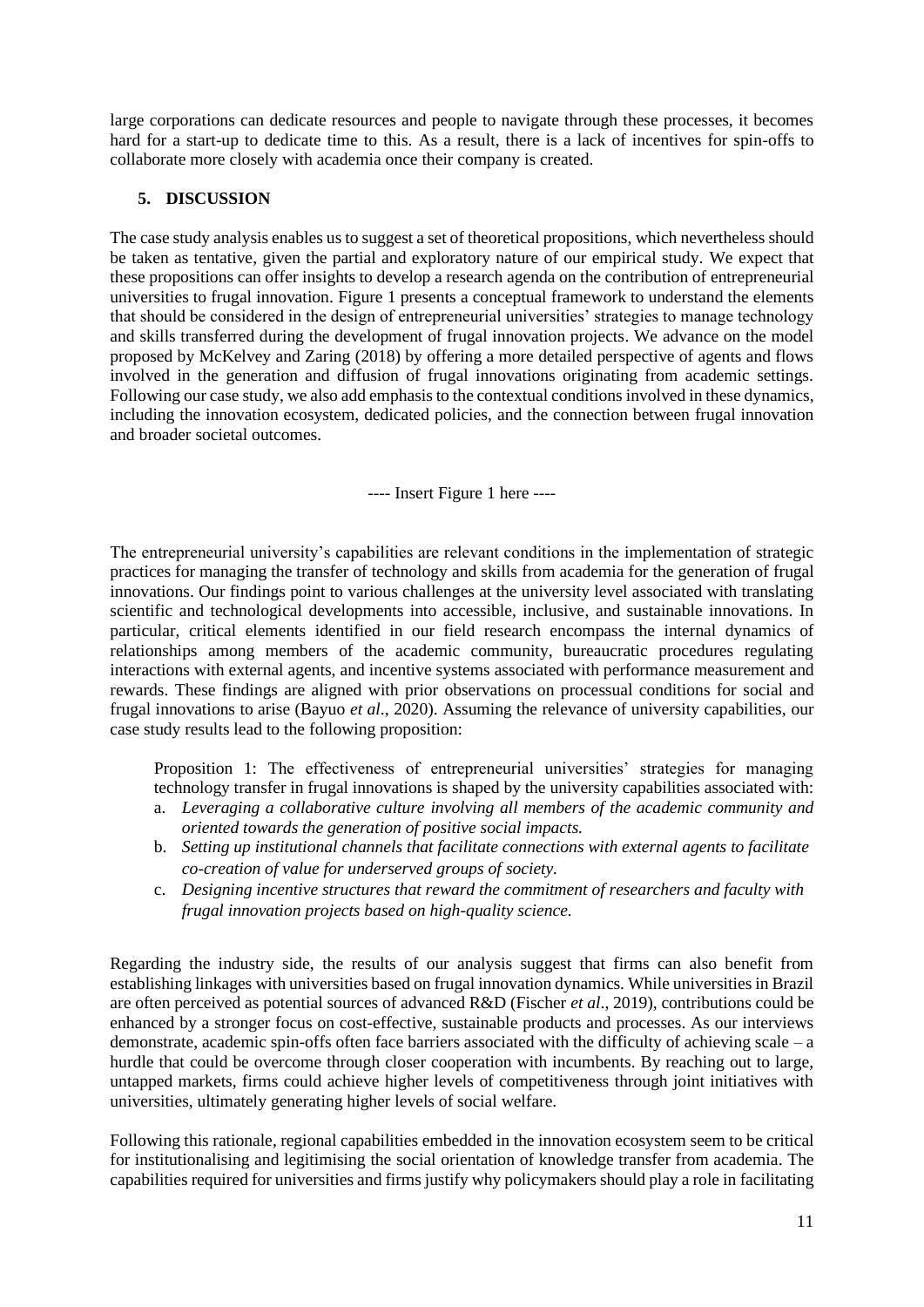large corporations can dedicate resources and people to navigate through these processes, it becomes hard for a start-up to dedicate time to this. As a result, there is a lack of incentives for spin-offs to collaborate more closely with academia once their company is created.

## 5. DISCUSSION

The case study analysis enables us to suggest a set of theoretical propositions, which nevertheless should be taken as tentative, given the partial and exploratory nature of our empirical study. We expect that these propositions can offer insights to develop a research agenda on the contribution of entrepreneurial universities to frugal innovation. Figure 1 presents a conceptual framework to understand the elements that should be considered in the design of entrepreneurial universities' strategies to manage technology and skills transferred during the development of frugal innovation projects. We advance on the model proposed by McKelvey and Zaring (2018) by offering a more detailed perspective of agents and flows involved in the generation and diffusion of frugal innovations originating from academic settings. Following our case study, we also add emphasis to the contextual conditions involved in these dynamics, including the innovation ecosystem, dedicated policies, and the connection between frugal innovation and broader societal outcomes.

---- Insert Figure 1 here ----

The entrepreneurial university's capabilities are relevant conditions in the implementation of strategic practices for managing the transfer of technology and skills from academia for the generation of frugal innovations. Our findings point to various challenges at the university level associated with translating scientific and technological developments into accessible, inclusive, and sustainable innovations. In particular, critical elements identified in our field research encompass the internal dynamics of relationships among members of the academic community, bureaucratic procedures regulating interactions with external agents, and incentive systems associated with performance measurement and rewards. These findings are aligned with prior observations on processual conditions for social and frugal innovations to arise (Bayuo *et al*., 2020). Assuming the relevance of university capabilities, our case study results lead to the following proposition:

Proposition 1: The effectiveness of entrepreneurial universities' strategies for managing technology transfer in frugal innovations is shaped by the university capabilities associated with:

a. *Leveraging a collaborative culture involving all members of the academic community and oriented towards the generation of positive social impacts.*
b. *Setting up institutional channels that facilitate connections with external agents to facilitate co-creation of value for underserved groups of society.*
c. *Designing incentive structures that reward the commitment of researchers and faculty with frugal innovation projects based on high-quality science.*

Regarding the industry side, the results of our analysis suggest that firms can also benefit from establishing linkages with universities based on frugal innovation dynamics. While universities in Brazil are often perceived as potential sources of advanced R&D (Fischer *et al*., 2019), contributions could be enhanced by a stronger focus on cost-effective, sustainable products and processes. As our interviews demonstrate, academic spin-offs often face barriers associated with the difficulty of achieving scale – a hurdle that could be overcome through closer cooperation with incumbents. By reaching out to large, untapped markets, firms could achieve higher levels of competitiveness through joint initiatives with universities, ultimately generating higher levels of social welfare.

Following this rationale, regional capabilities embedded in the innovation ecosystem seem to be critical for institutionalising and legitimising the social orientation of knowledge transfer from academia. The capabilities required for universities and firms justify why policymakers should play a role in facilitating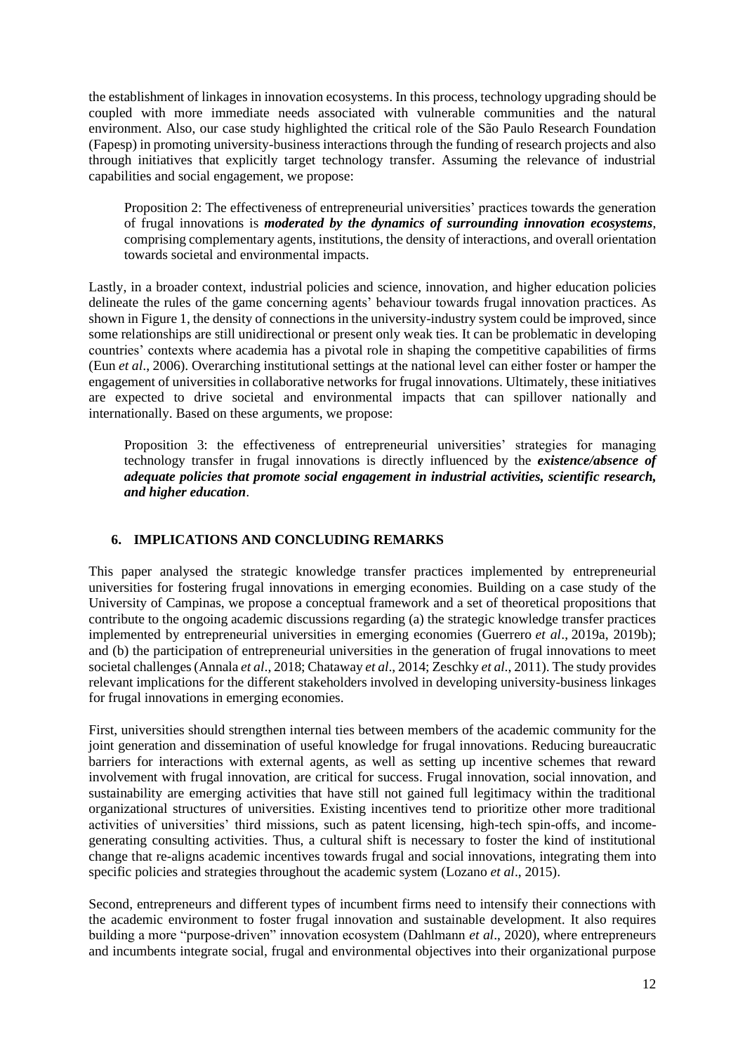the establishment of linkages in innovation ecosystems. In this process, technology upgrading should be coupled with more immediate needs associated with vulnerable communities and the natural environment. Also, our case study highlighted the critical role of the São Paulo Research Foundation (Fapesp) in promoting university-business interactions through the funding of research projects and also through initiatives that explicitly target technology transfer. Assuming the relevance of industrial capabilities and social engagement, we propose:

> Proposition 2: The effectiveness of entrepreneurial universities' practices towards the generation of frugal innovations is ***moderated by the dynamics of surrounding innovation ecosystems***, comprising complementary agents, institutions, the density of interactions, and overall orientation towards societal and environmental impacts.

Lastly, in a broader context, industrial policies and science, innovation, and higher education policies delineate the rules of the game concerning agents' behaviour towards frugal innovation practices. As shown in Figure 1, the density of connections in the university-industry system could be improved, since some relationships are still unidirectional or present only weak ties. It can be problematic in developing countries' contexts where academia has a pivotal role in shaping the competitive capabilities of firms (Eun *et al*., 2006). Overarching institutional settings at the national level can either foster or hamper the engagement of universities in collaborative networks for frugal innovations. Ultimately, these initiatives are expected to drive societal and environmental impacts that can spillover nationally and internationally. Based on these arguments, we propose:

> Proposition 3: the effectiveness of entrepreneurial universities' strategies for managing technology transfer in frugal innovations is directly influenced by the ***existence/absence of adequate policies that promote social engagement in industrial activities, scientific research, and higher education***.

## 6. IMPLICATIONS AND CONCLUDING REMARKS

This paper analysed the strategic knowledge transfer practices implemented by entrepreneurial universities for fostering frugal innovations in emerging economies. Building on a case study of the University of Campinas, we propose a conceptual framework and a set of theoretical propositions that contribute to the ongoing academic discussions regarding (a) the strategic knowledge transfer practices implemented by entrepreneurial universities in emerging economies (Guerrero *et al*., 2019a, 2019b); and (b) the participation of entrepreneurial universities in the generation of frugal innovations to meet societal challenges (Annala *et al*., 2018; Chataway *et al*., 2014; Zeschky *et al*., 2011). The study provides relevant implications for the different stakeholders involved in developing university-business linkages for frugal innovations in emerging economies.

First, universities should strengthen internal ties between members of the academic community for the joint generation and dissemination of useful knowledge for frugal innovations. Reducing bureaucratic barriers for interactions with external agents, as well as setting up incentive schemes that reward involvement with frugal innovation, are critical for success. Frugal innovation, social innovation, and sustainability are emerging activities that have still not gained full legitimacy within the traditional organizational structures of universities. Existing incentives tend to prioritize other more traditional activities of universities' third missions, such as patent licensing, high-tech spin-offs, and income-generating consulting activities. Thus, a cultural shift is necessary to foster the kind of institutional change that re-aligns academic incentives towards frugal and social innovations, integrating them into specific policies and strategies throughout the academic system (Lozano *et al*., 2015).

Second, entrepreneurs and different types of incumbent firms need to intensify their connections with the academic environment to foster frugal innovation and sustainable development. It also requires building a more "purpose-driven" innovation ecosystem (Dahlmann *et al*., 2020), where entrepreneurs and incumbents integrate social, frugal and environmental objectives into their organizational purpose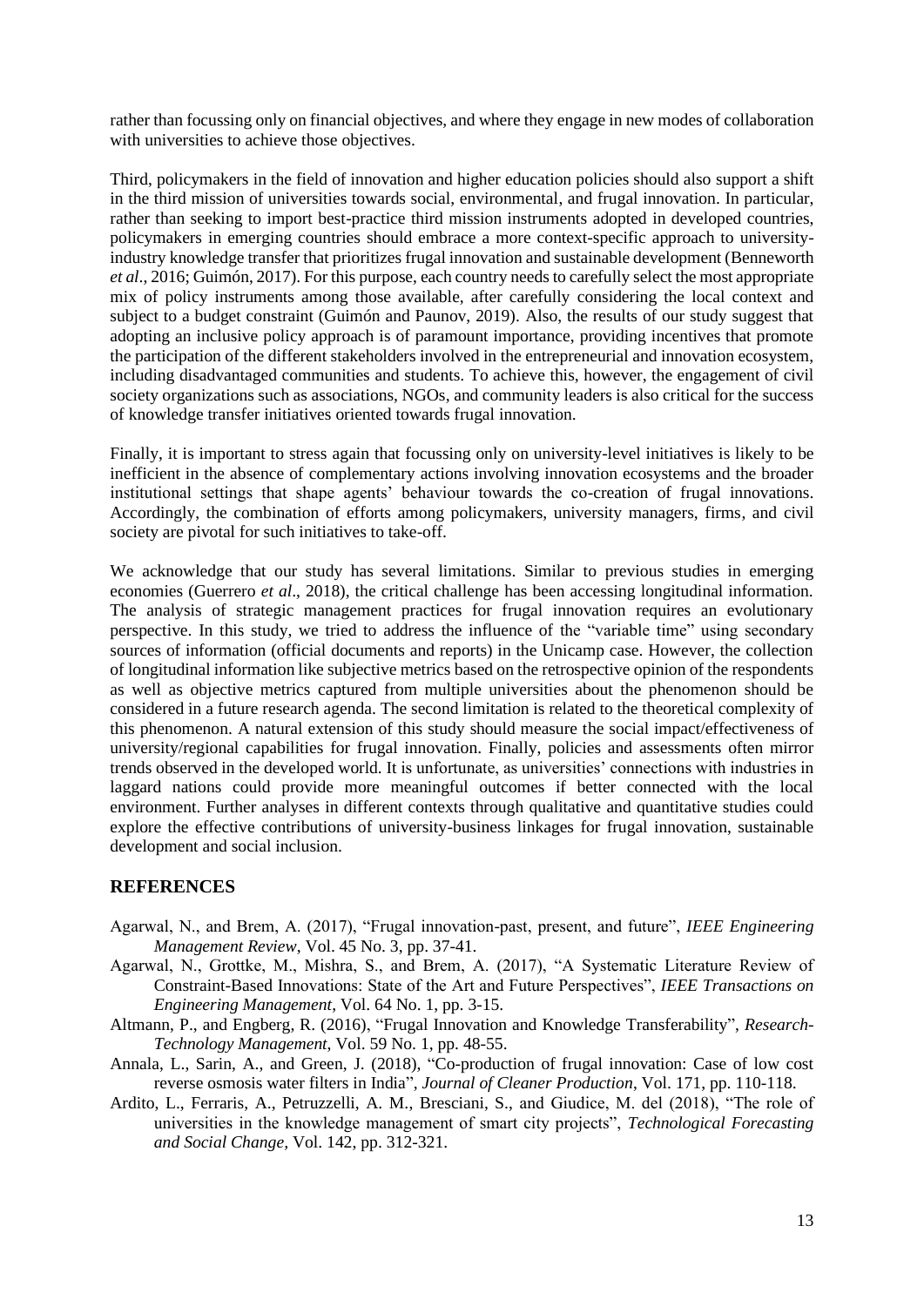rather than focussing only on financial objectives, and where they engage in new modes of collaboration with universities to achieve those objectives.

Third, policymakers in the field of innovation and higher education policies should also support a shift in the third mission of universities towards social, environmental, and frugal innovation. In particular, rather than seeking to import best-practice third mission instruments adopted in developed countries, policymakers in emerging countries should embrace a more context-specific approach to university-industry knowledge transfer that prioritizes frugal innovation and sustainable development (Benneworth *et al*., 2016; Guimón, 2017). For this purpose, each country needs to carefully select the most appropriate mix of policy instruments among those available, after carefully considering the local context and subject to a budget constraint (Guimón and Paunov, 2019). Also, the results of our study suggest that adopting an inclusive policy approach is of paramount importance, providing incentives that promote the participation of the different stakeholders involved in the entrepreneurial and innovation ecosystem, including disadvantaged communities and students. To achieve this, however, the engagement of civil society organizations such as associations, NGOs, and community leaders is also critical for the success of knowledge transfer initiatives oriented towards frugal innovation.

Finally, it is important to stress again that focussing only on university-level initiatives is likely to be inefficient in the absence of complementary actions involving innovation ecosystems and the broader institutional settings that shape agents' behaviour towards the co-creation of frugal innovations. Accordingly, the combination of efforts among policymakers, university managers, firms, and civil society are pivotal for such initiatives to take-off.

We acknowledge that our study has several limitations. Similar to previous studies in emerging economies (Guerrero *et al*., 2018), the critical challenge has been accessing longitudinal information. The analysis of strategic management practices for frugal innovation requires an evolutionary perspective. In this study, we tried to address the influence of the "variable time" using secondary sources of information (official documents and reports) in the Unicamp case. However, the collection of longitudinal information like subjective metrics based on the retrospective opinion of the respondents as well as objective metrics captured from multiple universities about the phenomenon should be considered in a future research agenda. The second limitation is related to the theoretical complexity of this phenomenon. A natural extension of this study should measure the social impact/effectiveness of university/regional capabilities for frugal innovation. Finally, policies and assessments often mirror trends observed in the developed world. It is unfortunate, as universities' connections with industries in laggard nations could provide more meaningful outcomes if better connected with the local environment. Further analyses in different contexts through qualitative and quantitative studies could explore the effective contributions of university-business linkages for frugal innovation, sustainable development and social inclusion.

## REFERENCES

Agarwal, N., and Brem, A. (2017), "Frugal innovation-past, present, and future", *IEEE Engineering Management Review*, Vol. 45 No. 3, pp. 37-41.

Agarwal, N., Grottke, M., Mishra, S., and Brem, A. (2017), "A Systematic Literature Review of Constraint-Based Innovations: State of the Art and Future Perspectives", *IEEE Transactions on Engineering Management*, Vol. 64 No. 1, pp. 3-15.

Altmann, P., and Engberg, R. (2016), "Frugal Innovation and Knowledge Transferability", *Research-Technology Management*, Vol. 59 No. 1, pp. 48-55.

Annala, L., Sarin, A., and Green, J. (2018), "Co-production of frugal innovation: Case of low cost reverse osmosis water filters in India", *Journal of Cleaner Production*, Vol. 171, pp. 110-118.

Ardito, L., Ferraris, A., Petruzzelli, A. M., Bresciani, S., and Giudice, M. del (2018), "The role of universities in the knowledge management of smart city projects", *Technological Forecasting and Social Change,* Vol. 142, pp. 312-321.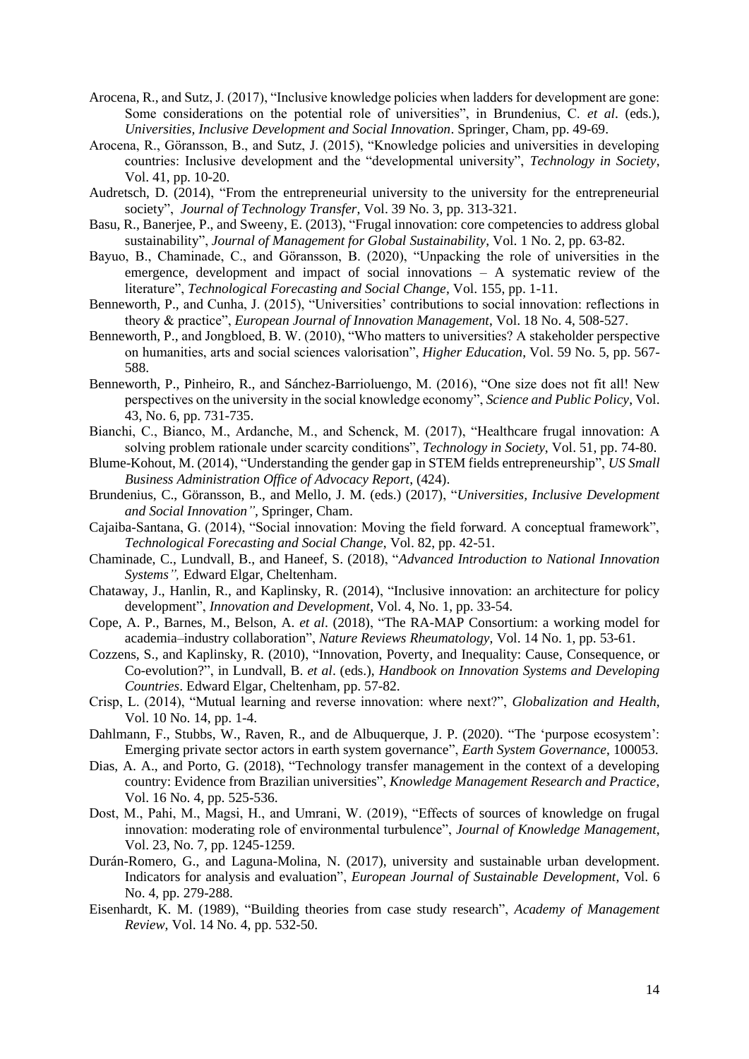Arocena, R., and Sutz, J. (2017), "Inclusive knowledge policies when ladders for development are gone: Some considerations on the potential role of universities", in Brundenius, C. *et al*. (eds.), *Universities, Inclusive Development and Social Innovation*. Springer, Cham, pp. 49-69.

Arocena, R., Göransson, B., and Sutz, J. (2015), "Knowledge policies and universities in developing countries: Inclusive development and the "developmental university", *Technology in Society*, Vol. 41, pp. 10-20.

Audretsch, D. (2014), "From the entrepreneurial university to the university for the entrepreneurial society", *Journal of Technology Transfer*, Vol. 39 No. 3, pp. 313-321.

Basu, R., Banerjee, P., and Sweeny, E. (2013), "Frugal innovation: core competencies to address global sustainability", *Journal of Management for Global Sustainability*, Vol. 1 No. 2, pp. 63-82.

Bayuo, B., Chaminade, C., and Göransson, B. (2020), "Unpacking the role of universities in the emergence, development and impact of social innovations – A systematic review of the literature", *Technological Forecasting and Social Change*, Vol. 155, pp. 1-11.

Benneworth, P., and Cunha, J. (2015), "Universities' contributions to social innovation: reflections in theory & practice", *European Journal of Innovation Management*, Vol. 18 No. 4, 508-527.

Benneworth, P., and Jongbloed, B. W. (2010), "Who matters to universities? A stakeholder perspective on humanities, arts and social sciences valorisation", *Higher Education*, Vol. 59 No. 5, pp. 567-588.

Benneworth, P., Pinheiro, R., and Sánchez-Barrioluengo, M. (2016), "One size does not fit all! New perspectives on the university in the social knowledge economy", *Science and Public Policy*, Vol. 43, No. 6, pp. 731-735.

Bianchi, C., Bianco, M., Ardanche, M., and Schenck, M. (2017), "Healthcare frugal innovation: A solving problem rationale under scarcity conditions", *Technology in Society*, Vol. 51, pp. 74-80.

Blume-Kohout, M. (2014), "Understanding the gender gap in STEM fields entrepreneurship", *US Small Business Administration Office of Advocacy Report*, (424).

Brundenius, C., Göransson, B., and Mello, J. M. (eds.) (2017), "*Universities, Inclusive Development and Social Innovation",* Springer, Cham.

Cajaiba-Santana, G. (2014), "Social innovation: Moving the field forward. A conceptual framework", *Technological Forecasting and Social Change*, Vol. 82, pp. 42-51.

Chaminade, C., Lundvall, B., and Haneef, S. (2018), "*Advanced Introduction to National Innovation Systems",* Edward Elgar, Cheltenham.

Chataway, J., Hanlin, R., and Kaplinsky, R. (2014), "Inclusive innovation: an architecture for policy development", *Innovation and Development*, Vol. 4, No. 1, pp. 33-54.

Cope, A. P., Barnes, M., Belson, A. *et al*. (2018), "The RA-MAP Consortium: a working model for academia–industry collaboration", *Nature Reviews Rheumatology*, Vol. 14 No. 1, pp. 53-61.

Cozzens, S., and Kaplinsky, R. (2010), "Innovation, Poverty, and Inequality: Cause, Consequence, or Co-evolution?", in Lundvall, B. *et al*. (eds.), *Handbook on Innovation Systems and Developing Countries*. Edward Elgar, Cheltenham, pp. 57-82.

Crisp, L. (2014), "Mutual learning and reverse innovation: where next?", *Globalization and Health*, Vol. 10 No. 14, pp. 1-4.

Dahlmann, F., Stubbs, W., Raven, R., and de Albuquerque, J. P. (2020). "The 'purpose ecosystem': Emerging private sector actors in earth system governance", *Earth System Governance*, 100053.

Dias, A. A., and Porto, G. (2018), "Technology transfer management in the context of a developing country: Evidence from Brazilian universities", *Knowledge Management Research and Practice*, Vol. 16 No. 4, pp. 525-536.

Dost, M., Pahi, M., Magsi, H., and Umrani, W. (2019), "Effects of sources of knowledge on frugal innovation: moderating role of environmental turbulence", *Journal of Knowledge Management*, Vol. 23, No. 7, pp. 1245-1259.

Durán-Romero, G., and Laguna-Molina, N. (2017), university and sustainable urban development. Indicators for analysis and evaluation", *European Journal of Sustainable Development*, Vol. 6 No. 4, pp. 279-288.

Eisenhardt, K. M. (1989), "Building theories from case study research", *Academy of Management Review*, Vol. 14 No. 4, pp. 532-50.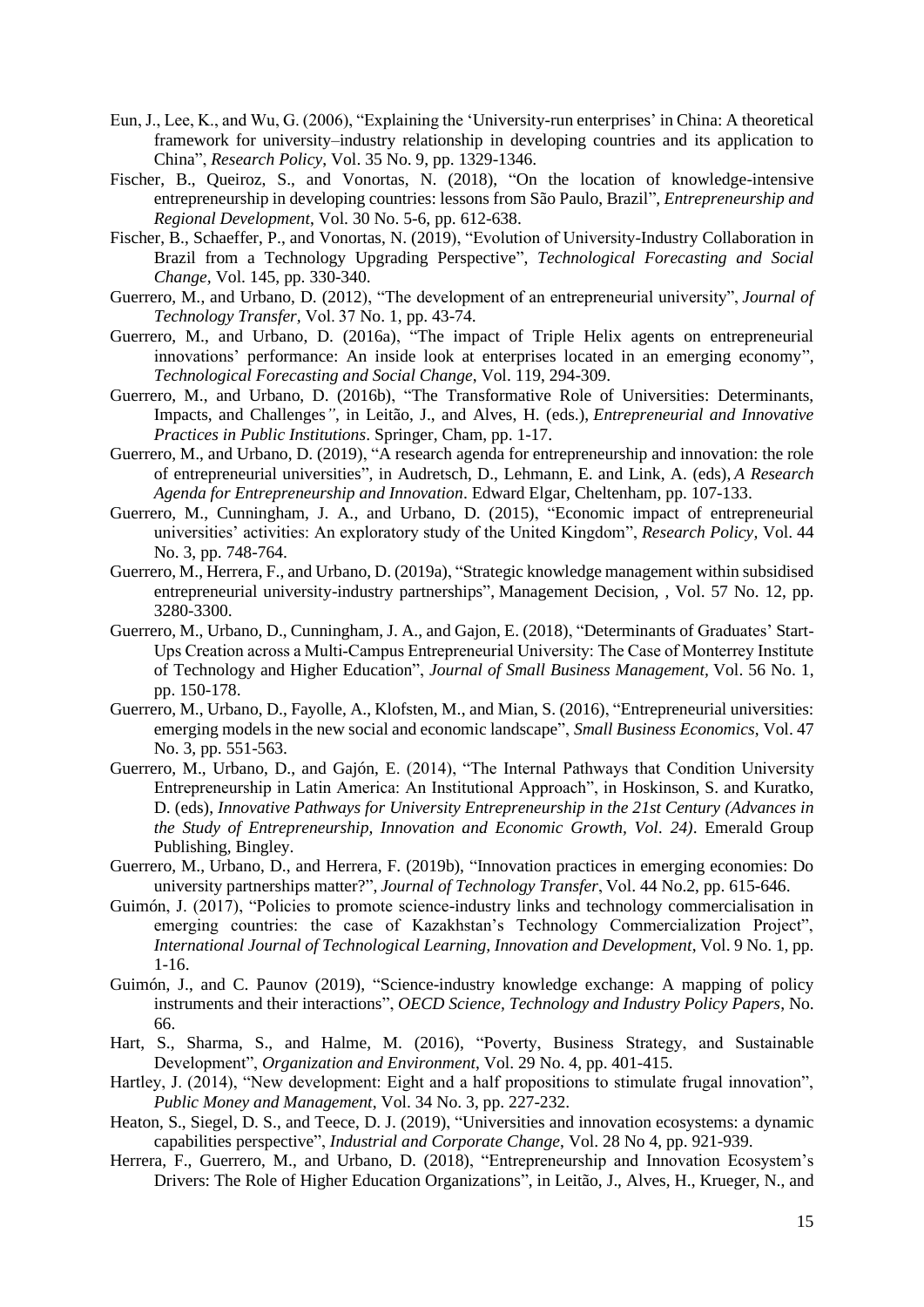Eun, J., Lee, K., and Wu, G. (2006), "Explaining the 'University-run enterprises' in China: A theoretical framework for university–industry relationship in developing countries and its application to China", *Research Policy*, Vol. 35 No. 9, pp. 1329-1346.

Fischer, B., Queiroz, S., and Vonortas, N. (2018), "On the location of knowledge-intensive entrepreneurship in developing countries: lessons from São Paulo, Brazil", *Entrepreneurship and Regional Development*, Vol. 30 No. 5-6, pp. 612-638.

Fischer, B., Schaeffer, P., and Vonortas, N. (2019), "Evolution of University-Industry Collaboration in Brazil from a Technology Upgrading Perspective", *Technological Forecasting and Social Change*, Vol. 145, pp. 330-340.

Guerrero, M., and Urbano, D. (2012), "The development of an entrepreneurial university", *Journal of Technology Transfer*, Vol. 37 No. 1, pp. 43-74.

Guerrero, M., and Urbano, D. (2016a), "The impact of Triple Helix agents on entrepreneurial innovations' performance: An inside look at enterprises located in an emerging economy", *Technological Forecasting and Social Change*, Vol. 119, 294-309.

Guerrero, M., and Urbano, D. (2016b), "The Transformative Role of Universities: Determinants, Impacts, and Challenges", in Leitão, J., and Alves, H. (eds.), *Entrepreneurial and Innovative Practices in Public Institutions*. Springer, Cham, pp. 1-17.

Guerrero, M., and Urbano, D. (2019), "A research agenda for entrepreneurship and innovation: the role of entrepreneurial universities", in Audretsch, D., Lehmann, E. and Link, A. (eds), *A Research Agenda for Entrepreneurship and Innovation*. Edward Elgar, Cheltenham, pp. 107-133.

Guerrero, M., Cunningham, J. A., and Urbano, D. (2015), "Economic impact of entrepreneurial universities' activities: An exploratory study of the United Kingdom", *Research Policy*, Vol. 44 No. 3, pp. 748-764.

Guerrero, M., Herrera, F., and Urbano, D. (2019a), "Strategic knowledge management within subsidised entrepreneurial university-industry partnerships", Management Decision, , Vol. 57 No. 12, pp. 3280-3300.

Guerrero, M., Urbano, D., Cunningham, J. A., and Gajon, E. (2018), "Determinants of Graduates' Start-Ups Creation across a Multi-Campus Entrepreneurial University: The Case of Monterrey Institute of Technology and Higher Education", *Journal of Small Business Management*, Vol. 56 No. 1, pp. 150-178.

Guerrero, M., Urbano, D., Fayolle, A., Klofsten, M., and Mian, S. (2016), "Entrepreneurial universities: emerging models in the new social and economic landscape", *Small Business Economics*, Vol. 47 No. 3, pp. 551-563.

Guerrero, M., Urbano, D., and Gajón, E. (2014), "The Internal Pathways that Condition University Entrepreneurship in Latin America: An Institutional Approach", in Hoskinson, S. and Kuratko, D. (eds), *Innovative Pathways for University Entrepreneurship in the 21st Century (Advances in the Study of Entrepreneurship, Innovation and Economic Growth, Vol. 24)*. Emerald Group Publishing, Bingley.

Guerrero, M., Urbano, D., and Herrera, F. (2019b), "Innovation practices in emerging economies: Do university partnerships matter?", *Journal of Technology Transfer*, Vol. 44 No.2, pp. 615-646.

Guimón, J. (2017), "Policies to promote science-industry links and technology commercialisation in emerging countries: the case of Kazakhstan's Technology Commercialization Project", *International Journal of Technological Learning, Innovation and Development*, Vol. 9 No. 1, pp. 1-16.

Guimón, J., and C. Paunov (2019), "Science-industry knowledge exchange: A mapping of policy instruments and their interactions", *OECD Science, Technology and Industry Policy Papers*, No. 66.

Hart, S., Sharma, S., and Halme, M. (2016), "Poverty, Business Strategy, and Sustainable Development", *Organization and Environment*, Vol. 29 No. 4, pp. 401-415.

Hartley, J. (2014), "New development: Eight and a half propositions to stimulate frugal innovation", *Public Money and Management*, Vol. 34 No. 3, pp. 227-232.

Heaton, S., Siegel, D. S., and Teece, D. J. (2019), "Universities and innovation ecosystems: a dynamic capabilities perspective", *Industrial and Corporate Change*, Vol. 28 No 4, pp. 921-939.

Herrera, F., Guerrero, M., and Urbano, D. (2018), "Entrepreneurship and Innovation Ecosystem's Drivers: The Role of Higher Education Organizations", in Leitão, J., Alves, H., Krueger, N., and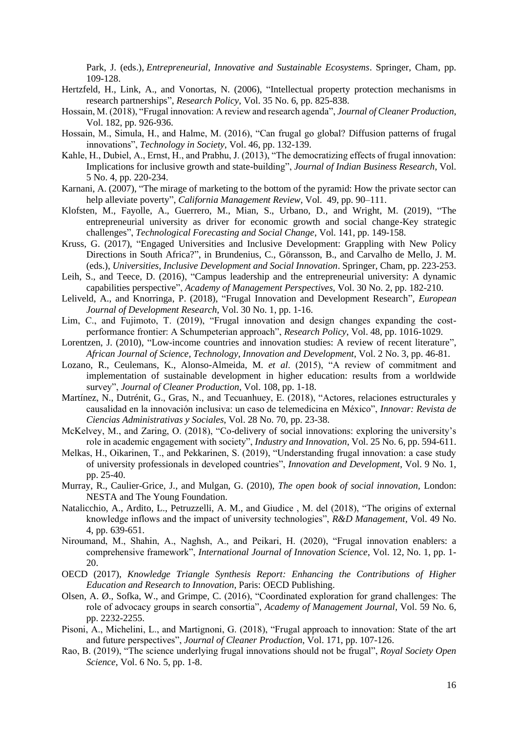Park, J. (eds.), *Entrepreneurial, Innovative and Sustainable Ecosystems*. Springer, Cham, pp. 109-128.

Hertzfeld, H., Link, A., and Vonortas, N. (2006), "Intellectual property protection mechanisms in research partnerships", *Research Policy*, Vol. 35 No. 6, pp. 825-838.

Hossain, M. (2018), "Frugal innovation: A review and research agenda", *Journal of Cleaner Production*, Vol. 182, pp. 926-936.

Hossain, M., Simula, H., and Halme, M. (2016), "Can frugal go global? Diffusion patterns of frugal innovations", *Technology in Society*, Vol. 46, pp. 132-139.

Kahle, H., Dubiel, A., Ernst, H., and Prabhu, J. (2013), "The democratizing effects of frugal innovation: Implications for inclusive growth and state-building", *Journal of Indian Business Research*, Vol. 5 No. 4, pp. 220-234.

Karnani, A. (2007), "The mirage of marketing to the bottom of the pyramid: How the private sector can help alleviate poverty", *California Management Review*, Vol. 49, pp. 90–111.

Klofsten, M., Fayolle, A., Guerrero, M., Mian, S., Urbano, D., and Wright, M. (2019), "The entrepreneurial university as driver for economic growth and social change-Key strategic challenges", *Technological Forecasting and Social Change*, Vol. 141, pp. 149-158.

Kruss, G. (2017), "Engaged Universities and Inclusive Development: Grappling with New Policy Directions in South Africa?", in Brundenius, C., Göransson, B., and Carvalho de Mello, J. M. (eds.), *Universities, Inclusive Development and Social Innovation*. Springer, Cham, pp. 223-253.

Leih, S., and Teece, D. (2016), "Campus leadership and the entrepreneurial university: A dynamic capabilities perspective", *Academy of Management Perspectives*, Vol. 30 No. 2, pp. 182-210.

Leliveld, A., and Knorringa, P. (2018), "Frugal Innovation and Development Research", *European Journal of Development Research*, Vol. 30 No. 1, pp. 1-16.

Lim, C., and Fujimoto, T. (2019), "Frugal innovation and design changes expanding the cost-performance frontier: A Schumpeterian approach", *Research Policy*, Vol. 48, pp. 1016-1029.

Lorentzen, J. (2010), "Low-income countries and innovation studies: A review of recent literature", *African Journal of Science, Technology, Innovation and Development*, Vol. 2 No. 3, pp. 46-81.

Lozano, R., Ceulemans, K., Alonso-Almeida, M. *et al*. (2015), "A review of commitment and implementation of sustainable development in higher education: results from a worldwide survey", *Journal of Cleaner Production*, Vol. 108, pp. 1-18.

Martínez, N., Dutrénit, G., Gras, N., and Tecuanhuey, E. (2018), "Actores, relaciones estructurales y causalidad en la innovación inclusiva: un caso de telemedicina en México", *Innovar: Revista de Ciencias Administrativas y Sociales*, Vol. 28 No. 70, pp. 23-38.

McKelvey, M., and Zaring, O. (2018), "Co-delivery of social innovations: exploring the university's role in academic engagement with society", *Industry and Innovation*, Vol. 25 No. 6, pp. 594-611.

Melkas, H., Oikarinen, T., and Pekkarinen, S. (2019), "Understanding frugal innovation: a case study of university professionals in developed countries", *Innovation and Development*, Vol. 9 No. 1, pp. 25-40.

Murray, R., Caulier-Grice, J., and Mulgan, G. (2010), *The open book of social innovation*, London: NESTA and The Young Foundation.

Natalicchio, A., Ardito, L., Petruzzelli, A. M., and Giudice , M. del (2018), "The origins of external knowledge inflows and the impact of university technologies", *R&D Management*, Vol. 49 No. 4, pp. 639-651.

Niroumand, M., Shahin, A., Naghsh, A., and Peikari, H. (2020), "Frugal innovation enablers: a comprehensive framework", *International Journal of Innovation Science*, Vol. 12, No. 1, pp. 1-20.

OECD (2017), *Knowledge Triangle Synthesis Report: Enhancing the Contributions of Higher Education and Research to Innovation*, Paris: OECD Publishing.

Olsen, A. Ø., Sofka, W., and Grimpe, C. (2016), "Coordinated exploration for grand challenges: The role of advocacy groups in search consortia", *Academy of Management Journal*, Vol. 59 No. 6, pp. 2232-2255.

Pisoni, A., Michelini, L., and Martignoni, G. (2018), "Frugal approach to innovation: State of the art and future perspectives", *Journal of Cleaner Production*, Vol. 171, pp. 107-126.

Rao, B. (2019), "The science underlying frugal innovations should not be frugal", *Royal Society Open Science*, Vol. 6 No. 5, pp. 1-8.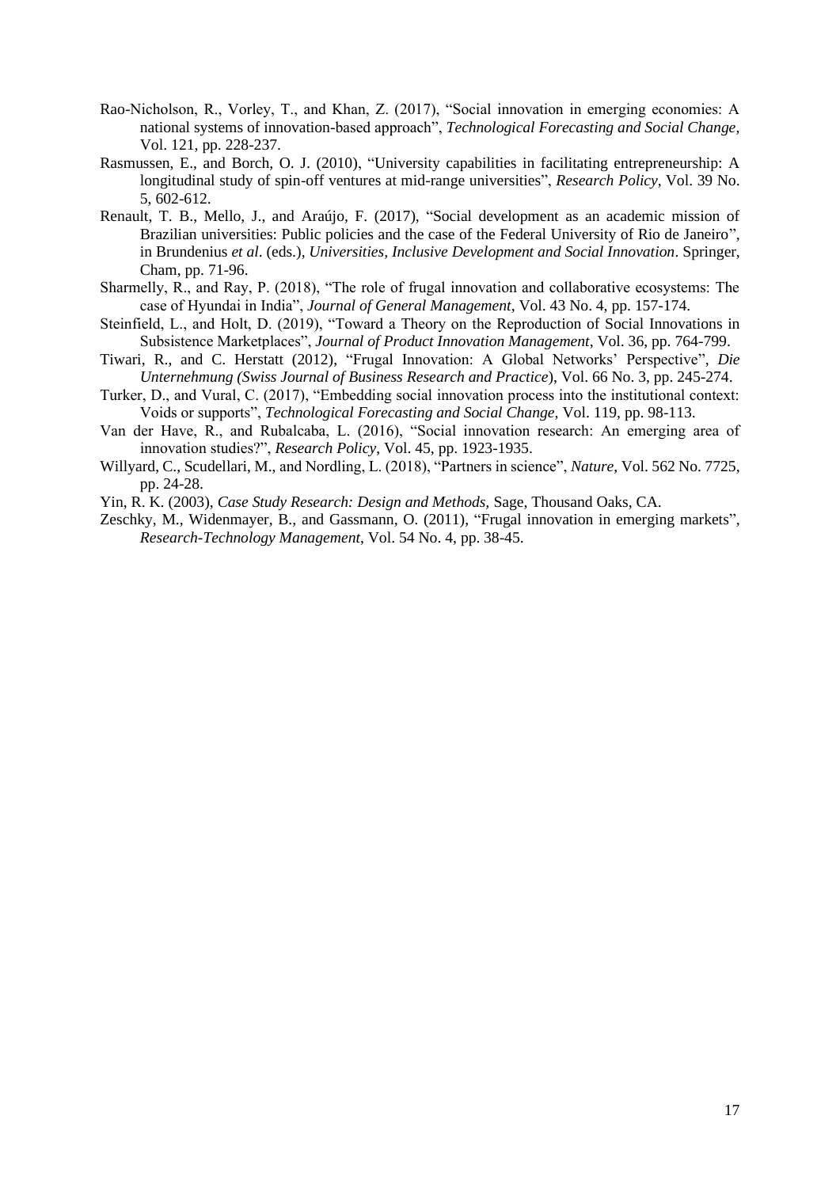Rao-Nicholson, R., Vorley, T., and Khan, Z. (2017), "Social innovation in emerging economies: A national systems of innovation-based approach", *Technological Forecasting and Social Change*, Vol. 121, pp. 228-237.

Rasmussen, E., and Borch, O. J. (2010), "University capabilities in facilitating entrepreneurship: A longitudinal study of spin-off ventures at mid-range universities", *Research Policy*, Vol. 39 No. 5, 602-612.

Renault, T. B., Mello, J., and Araújo, F. (2017), "Social development as an academic mission of Brazilian universities: Public policies and the case of the Federal University of Rio de Janeiro", in Brundenius *et al*. (eds.), *Universities, Inclusive Development and Social Innovation*. Springer, Cham, pp. 71-96.

Sharmelly, R., and Ray, P. (2018), "The role of frugal innovation and collaborative ecosystems: The case of Hyundai in India", *Journal of General Management*, Vol. 43 No. 4, pp. 157-174.

Steinfield, L., and Holt, D. (2019), "Toward a Theory on the Reproduction of Social Innovations in Subsistence Marketplaces", *Journal of Product Innovation Management*, Vol. 36, pp. 764-799.

Tiwari, R., and C. Herstatt (2012), "Frugal Innovation: A Global Networks' Perspective", *Die Unternehmung (Swiss Journal of Business Research and Practice*), Vol. 66 No. 3, pp. 245-274.

Turker, D., and Vural, C. (2017), "Embedding social innovation process into the institutional context: Voids or supports", *Technological Forecasting and Social Change*, Vol. 119, pp. 98-113.

Van der Have, R., and Rubalcaba, L. (2016), "Social innovation research: An emerging area of innovation studies?", *Research Policy*, Vol. 45, pp. 1923-1935.

Willyard, C., Scudellari, M., and Nordling, L. (2018), "Partners in science", *Nature*, Vol. 562 No. 7725, pp. 24-28.

Yin, R. K. (2003), *Case Study Research: Design and Methods*, Sage, Thousand Oaks, CA.

Zeschky, M., Widenmayer, B., and Gassmann, O. (2011), "Frugal innovation in emerging markets", *Research-Technology Management*, Vol. 54 No. 4, pp. 38-45.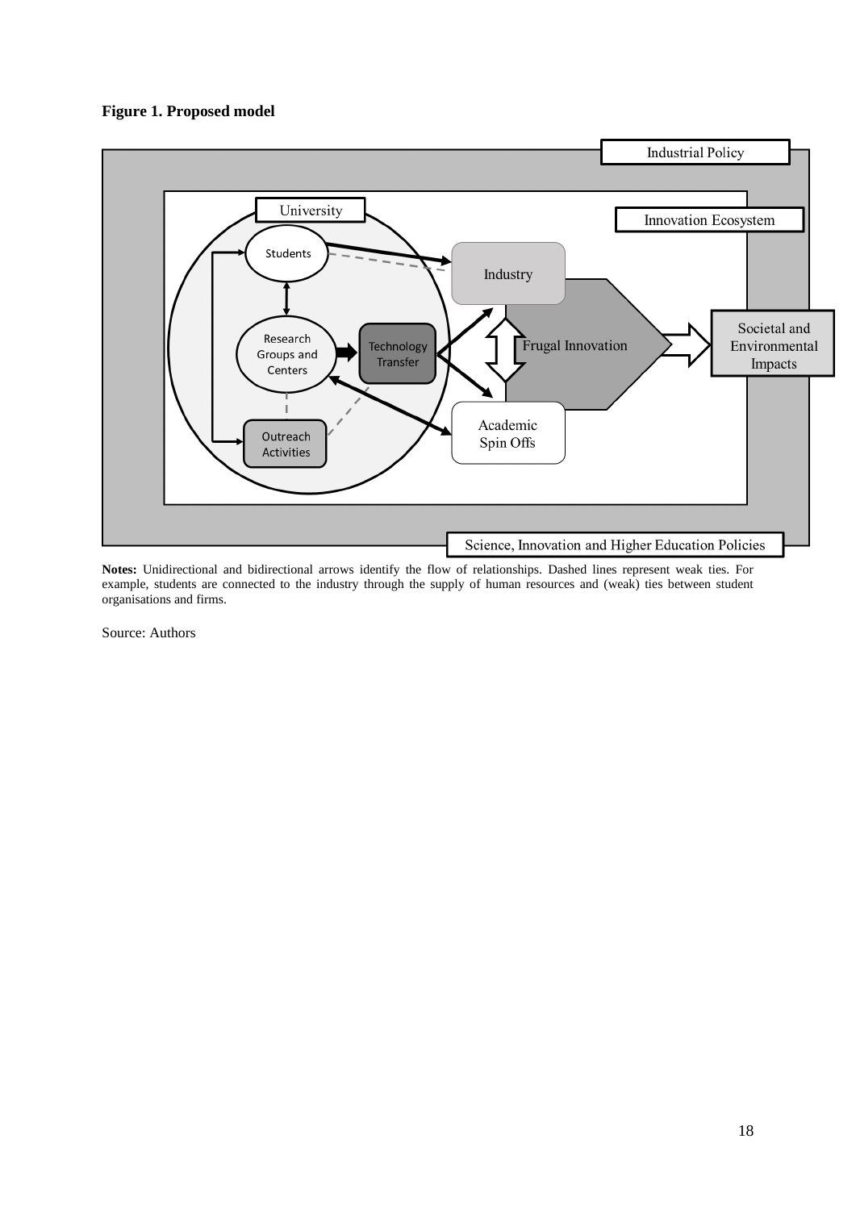**Figure 1. Proposed model**

**Notes:** Unidirectional and bidirectional arrows identify the flow of relationships. Dashed lines represent weak ties. For example, students are connected to the industry through the supply of human resources and (weak) ties between student organisations and firms.

Source: Authors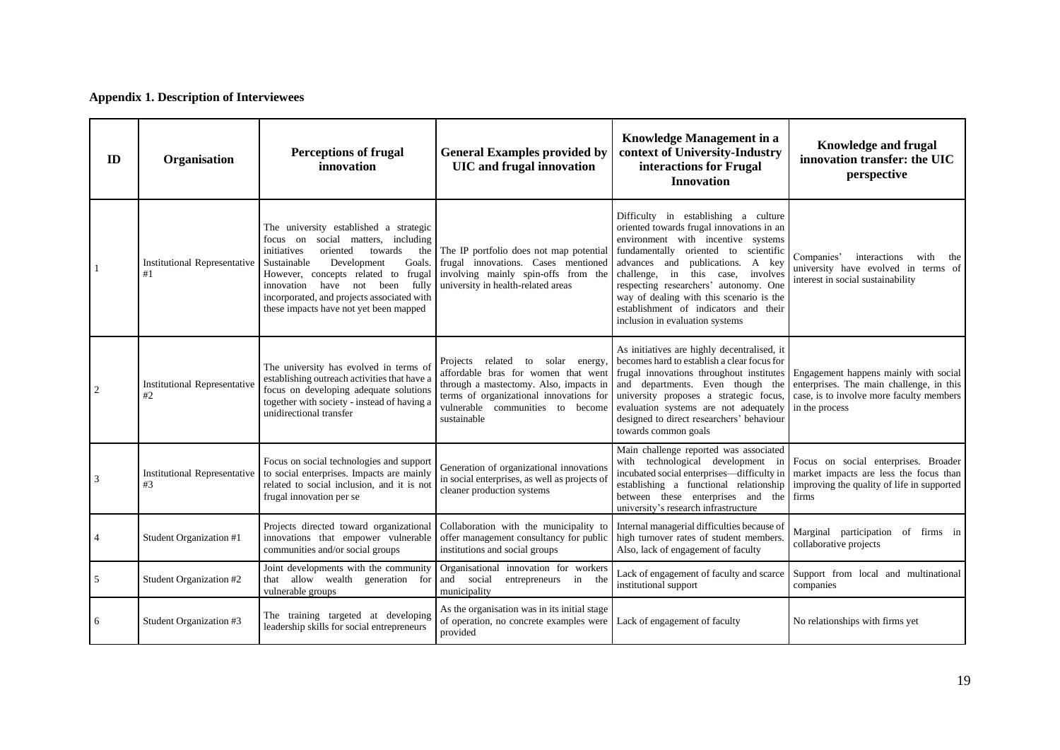**Appendix 1. Description of Interviewees**

| ID | Organisation | Perceptions of frugal innovation | General Examples provided by UIC and frugal innovation | Knowledge Management in a context of University-Industry interactions for Frugal Innovation | Knowledge and frugal innovation transfer: the UIC perspective |
|---|---|---|---|---|---|
| 1 | Institutional Representative #1 | The university established a strategic focus on social matters, including initiatives oriented towards the Sustainable Development Goals. However, concepts related to frugal innovation have not been fully incorporated, and projects associated with these impacts have not yet been mapped | The IP portfolio does not map potential frugal innovations. Cases mentioned involving mainly spin-offs from the university in health-related areas | Difficulty in establishing a culture oriented towards frugal innovations in an environment with incentive systems fundamentally oriented to scientific advances and publications. A key challenge, in this case, involves respecting researchers' autonomy. One way of dealing with this scenario is the establishment of indicators and their inclusion in evaluation systems | Companies' interactions with the university have evolved in terms of interest in social sustainability |
| 2 | Institutional Representative #2 | The university has evolved in terms of establishing outreach activities that have a focus on developing adequate solutions together with society - instead of having a unidirectional transfer | Projects related to solar energy, affordable bras for women that went through a mastectomy. Also, impacts in terms of organizational innovations for vulnerable communities to become sustainable | As initiatives are highly decentralised, it becomes hard to establish a clear focus for frugal innovations throughout institutes and departments. Even though the university proposes a strategic focus, evaluation systems are not adequately designed to direct researchers' behaviour towards common goals | Engagement happens mainly with social enterprises. The main challenge, in this case, is to involve more faculty members in the process |
| 3 | Institutional Representative #3 | Focus on social technologies and support to social enterprises. Impacts are mainly related to social inclusion, and it is not frugal innovation per se | Generation of organizational innovations in social enterprises, as well as projects of cleaner production systems | Main challenge reported was associated with technological development in incubated social enterprises—difficulty in establishing a functional relationship between these enterprises and the university's research infrastructure | Focus on social enterprises. Broader market impacts are less the focus than improving the quality of life in supported firms |
| 4 | Student Organization #1 | Projects directed toward organizational innovations that empower vulnerable communities and/or social groups | Collaboration with the municipality to offer management consultancy for public institutions and social groups | Internal managerial difficulties because of high turnover rates of student members. Also, lack of engagement of faculty | Marginal participation of firms in collaborative projects |
| 5 | Student Organization #2 | Joint developments with the community that allow wealth generation for vulnerable groups | Organisational innovation for workers and social entrepreneurs in the municipality | Lack of engagement of faculty and scarce institutional support | Support from local and multinational companies |
| 6 | Student Organization #3 | The training targeted at developing leadership skills for social entrepreneurs | As the organisation was in its initial stage of operation, no concrete examples were provided | Lack of engagement of faculty | No relationships with firms yet |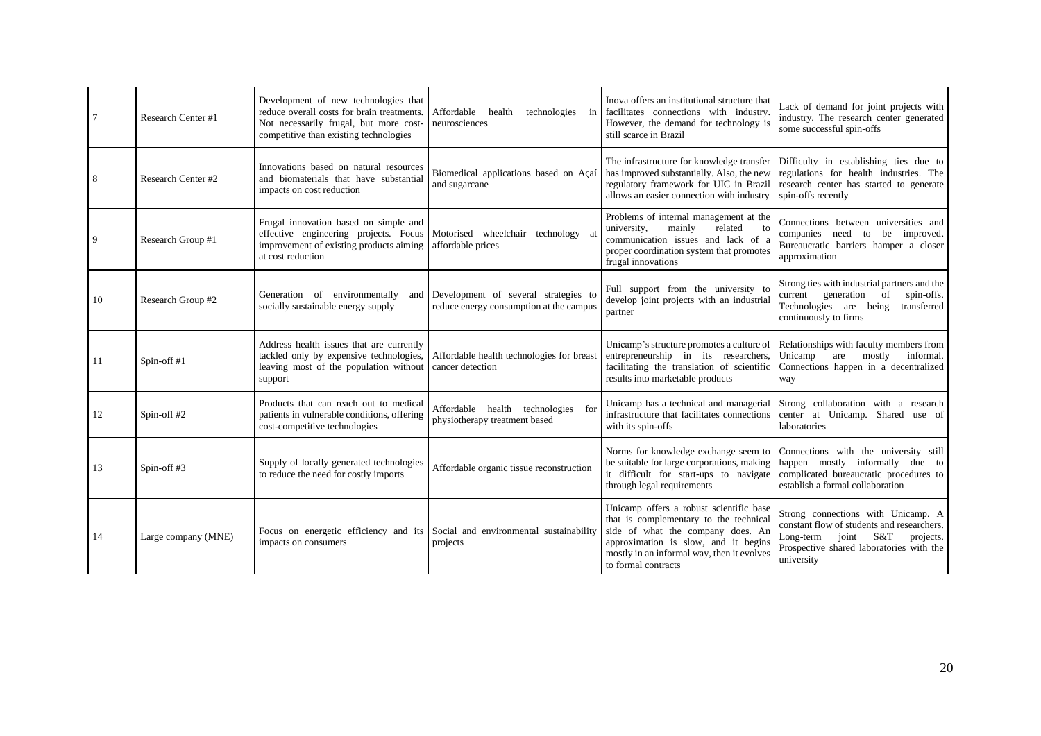| | | | | | |
|---|---|---|---|---|---|
| 7 | Research Center #1 | Development of new technologies that reduce overall costs for brain treatments. Not necessarily frugal, but more cost-competitive than existing technologies | Affordable health technologies in neurosciences | Inova offers an institutional structure that facilitates connections with industry. However, the demand for technology is still scarce in Brazil | Lack of demand for joint projects with industry. The research center generated some successful spin-offs |
| 8 | Research Center #2 | Innovations based on natural resources and biomaterials that have substantial impacts on cost reduction | Biomedical applications based on Açaí and sugarcane | The infrastructure for knowledge transfer has improved substantially. Also, the new regulatory framework for UIC in Brazil allows an easier connection with industry | Difficulty in establishing ties due to regulations for health industries. The research center has started to generate spin-offs recently |
| 9 | Research Group #1 | Frugal innovation based on simple and effective engineering projects. Focus improvement of existing products aiming at cost reduction | Motorised wheelchair technology at affordable prices | Problems of internal management at the university, mainly related to communication issues and lack of a proper coordination system that promotes frugal innovations | Connections between universities and companies need to be improved. Bureaucratic barriers hamper a closer approximation |
| 10 | Research Group #2 | Generation of environmentally and socially sustainable energy supply | Development of several strategies to reduce energy consumption at the campus | Full support from the university to develop joint projects with an industrial partner | Strong ties with industrial partners and the current generation of spin-offs. Technologies are being transferred continuously to firms |
| 11 | Spin-off #1 | Address health issues that are currently tackled only by expensive technologies, leaving most of the population without support | Affordable health technologies for breast cancer detection | Unicamp's structure promotes a culture of entrepreneurship in its researchers, facilitating the translation of scientific results into marketable products | Relationships with faculty members from Unicamp are mostly informal. Connections happen in a decentralized way |
| 12 | Spin-off #2 | Products that can reach out to medical patients in vulnerable conditions, offering cost-competitive technologies | Affordable health technologies for physiotherapy treatment based | Unicamp has a technical and managerial infrastructure that facilitates connections with its spin-offs | Strong collaboration with a research center at Unicamp. Shared use of laboratories |
| 13 | Spin-off #3 | Supply of locally generated technologies to reduce the need for costly imports | Affordable organic tissue reconstruction | Norms for knowledge exchange seem to be suitable for large corporations, making it difficult for start-ups to navigate through legal requirements | Connections with the university still happen mostly informally due to complicated bureaucratic procedures to establish a formal collaboration |
| 14 | Large company (MNE) | Focus on energetic efficiency and its impacts on consumers | Social and environmental sustainability projects | Unicamp offers a robust scientific base that is complementary to the technical side of what the company does. An approximation is slow, and it begins mostly in an informal way, then it evolves to formal contracts | Strong connections with Unicamp. A constant flow of students and researchers. Long-term joint S&T projects. Prospective shared laboratories with the university |